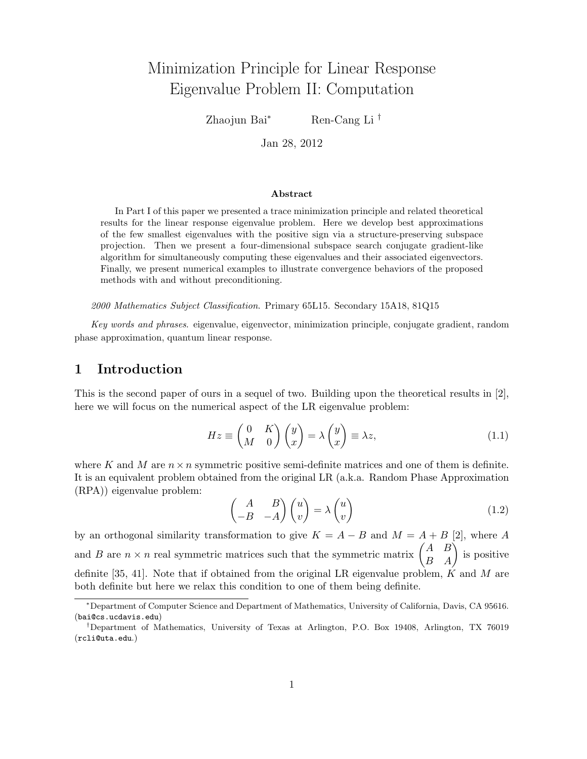# Minimization Principle for Linear Response Eigenvalue Problem II: Computation

Zhaojun Bai[*] Ren-Cang Li [†]

Jan 28, 2012

### Abstract

In Part I of this paper we presented a trace minimization principle and related theoretical results for the linear response eigenvalue problem. Here we develop best approximations of the few smallest eigenvalues with the positive sign via a structure-preserving subspace projection. Then we present a four-dimensional subspace search conjugate gradient-like algorithm for simultaneously computing these eigenvalues and their associated eigenvectors. Finally, we present numerical examples to illustrate convergence behaviors of the proposed methods with and without preconditioning.

*2000 Mathematics Subject Classification*. Primary 65L15. Secondary 15A18, 81Q15

*Key words and phrases*. eigenvalue, eigenvector, minimization principle, conjugate gradient, random phase approximation, quantum linear response.

## 1 Introduction

This is the second paper of ours in a sequel of two. Building upon the theoretical results in [2], here we will focus on the numerical aspect of the LR eigenvalue problem:

$$Hz \equiv \begin{pmatrix} 0 & K \\ M & 0 \end{pmatrix} \begin{pmatrix} y \\ x \end{pmatrix} = \lambda \begin{pmatrix} y \\ x \end{pmatrix} \equiv \lambda z, \tag{1.1}$$

where $K$ and $M$ are $n \times n$ symmetric positive semi-definite matrices and one of them is definite. It is an equivalent problem obtained from the original LR (a.k.a. Random Phase Approximation (RPA)) eigenvalue problem:

$$\begin{pmatrix} A & B \\ -B & -A \end{pmatrix} \begin{pmatrix} u \\ v \end{pmatrix} = \lambda \begin{pmatrix} u \\ v \end{pmatrix} \tag{1.2}$$

by an orthogonal similarity transformation to give $K = A - B$ and $M = A + B$ [2], where $A$ and $B$ are $n \times n$ real symmetric matrices such that the symmetric matrix $\begin{pmatrix} A & B \\ B & A \end{pmatrix}$ is positive definite [35, 41]. Note that if obtained from the original LR eigenvalue problem, $K$ and $M$ are both definite but here we relax this condition to one of them being definite.

[*] Department of Computer Science and Department of Mathematics, University of California, Davis, CA 95616. (bai@cs.ucdavis.edu)

[†] Department of Mathematics, University of Texas at Arlington, P.O. Box 19408, Arlington, TX 76019 (rcli@uta.edu.)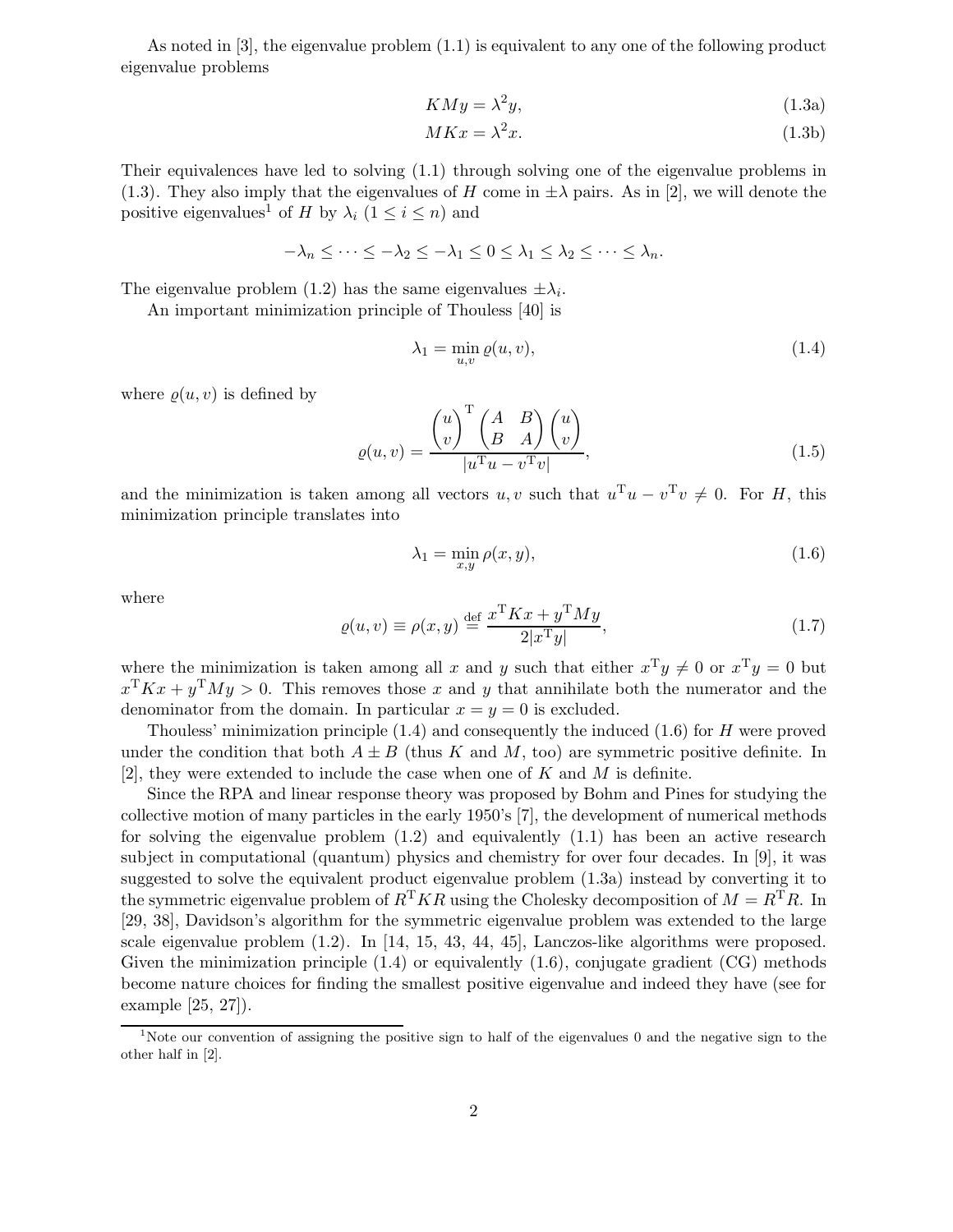As noted in [3], the eigenvalue problem (1.1) is equivalent to any one of the following product eigenvalue problems

$$KMy = \lambda^2 y, \tag{1.3a}$$

$$MKx = \lambda^2 x. \tag{1.3b}$$

Their equivalences have led to solving (1.1) through solving one of the eigenvalue problems in (1.3). They also imply that the eigenvalues of $H$ come in $\pm\lambda$ pairs. As in [2], we will denote the positive eigenvalues[1] of $H$ by $\lambda_i$ $(1 \le i \le n)$ and

$$-\lambda_n \le \cdots \le -\lambda_2 \le -\lambda_1 \le 0 \le \lambda_1 \le \lambda_2 \le \cdots \le \lambda_n.$$

The eigenvalue problem (1.2) has the same eigenvalues $\pm\lambda_i$.

An important minimization principle of Thouless [40] is

$$\lambda_1 = \min_{u,v} \varrho(u, v), \tag{1.4}$$

where $\varrho(u, v)$ is defined by

$$\varrho(u, v) = \frac{\begin{pmatrix} u \\ v \end{pmatrix}^{\mathrm{T}} \begin{pmatrix} A & B \\ B & A \end{pmatrix} \begin{pmatrix} u \\ v \end{pmatrix}}{|u^{\mathrm{T}}u - v^{\mathrm{T}}v|}, \tag{1.5}$$

and the minimization is taken among all vectors $u, v$ such that $u^{\mathrm{T}}u - v^{\mathrm{T}}v \ne 0$. For $H$, this minimization principle translates into

$$\lambda_1 = \min_{x,y} \rho(x, y), \tag{1.6}$$

where

$$\varrho(u, v) \equiv \rho(x, y) \stackrel{\text{def}}{=} \frac{x^{\mathrm{T}}Kx + y^{\mathrm{T}}My}{2|x^{\mathrm{T}}y|}, \tag{1.7}$$

where the minimization is taken among all $x$ and $y$ such that either $x^{\mathrm{T}}y \ne 0$ or $x^{\mathrm{T}}y = 0$ but $x^{\mathrm{T}}Kx + y^{\mathrm{T}}My > 0$. This removes those $x$ and $y$ that annihilate both the numerator and the denominator from the domain. In particular $x = y = 0$ is excluded.

Thouless' minimization principle (1.4) and consequently the induced (1.6) for $H$ were proved under the condition that both $A \pm B$ (thus $K$ and $M$, too) are symmetric positive definite. In [2], they were extended to include the case when one of $K$ and $M$ is definite.

Since the RPA and linear response theory was proposed by Bohm and Pines for studying the collective motion of many particles in the early 1950's [7], the development of numerical methods for solving the eigenvalue problem (1.2) and equivalently (1.1) has been an active research subject in computational (quantum) physics and chemistry for over four decades. In [9], it was suggested to solve the equivalent product eigenvalue problem (1.3a) instead by converting it to the symmetric eigenvalue problem of $R^{\mathrm{T}}KR$ using the Cholesky decomposition of $M = R^{\mathrm{T}}R$. In [29, 38], Davidson's algorithm for the symmetric eigenvalue problem was extended to the large scale eigenvalue problem (1.2). In [14, 15, 43, 44, 45], Lanczos-like algorithms were proposed. Given the minimization principle (1.4) or equivalently (1.6), conjugate gradient (CG) methods become nature choices for finding the smallest positive eigenvalue and indeed they have (see for example [25, 27]).

[1] Note our convention of assigning the positive sign to half of the eigenvalues 0 and the negative sign to the other half in [2].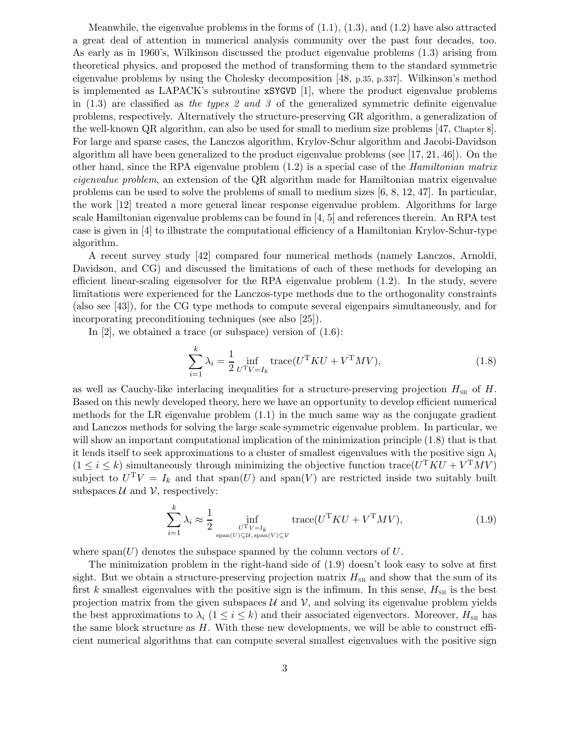Meanwhile, the eigenvalue problems in the forms of (1.1), (1.3), and (1.2) have also attracted a great deal of attention in numerical analysis community over the past four decades, too. As early as in 1960's, Wilkinson discussed the product eigenvalue problems (1.3) arising from theoretical physics, and proposed the method of transforming them to the standard symmetric eigenvalue problems by using the Cholesky decomposition [48, p.35, p.337]. Wilkinson's method is implemented as LAPACK's subroutine `xSYGVD` [1], where the product eigenvalue problems in (1.3) are classified as *the types 2 and 3* of the generalized symmetric definite eigenvalue problems, respectively. Alternatively the structure-preserving GR algorithm, a generalization of the well-known QR algorithm, can also be used for small to medium size problems [47, Chapter 8]. For large and sparse cases, the Lanczos algorithm, Krylov-Schur algorithm and Jacobi-Davidson algorithm all have been generalized to the product eigenvalue problems (see [17, 21, 46]). On the other hand, since the RPA eigenvalue problem (1.2) is a special case of the *Hamiltonian matrix eigenvalue problem*, an extension of the QR algorithm made for Hamiltonian matrix eigenvalue problems can be used to solve the problems of small to medium sizes [6, 8, 12, 47]. In particular, the work [12] treated a more general linear response eigenvalue problem. Algorithms for large scale Hamiltonian eigenvalue problems can be found in [4, 5] and references therein. An RPA test case is given in [4] to illustrate the computational efficiency of a Hamiltonian Krylov-Schur-type algorithm.

A recent survey study [42] compared four numerical methods (namely Lanczos, Arnoldi, Davidson, and CG) and discussed the limitations of each of these methods for developing an efficient linear-scaling eigensolver for the RPA eigenvalue problem (1.2). In the study, severe limitations were experienced for the Lanczos-type methods due to the orthogonality constraints (also see [43]), for the CG type methods to compute several eigenpairs simultaneously, and for incorporating preconditioning techniques (see also [25]).

In [2], we obtained a trace (or subspace) version of (1.6):

$$\sum_{i=1}^{k} \lambda_i = \frac{1}{2} \inf_{U^{\mathrm{T}}V=I_k} \operatorname{trace}(U^{\mathrm{T}}KU + V^{\mathrm{T}}MV), \tag{1.8}$$

as well as Cauchy-like interlacing inequalities for a structure-preserving projection $H_{\mathrm{SR}}$ of $H$. Based on this newly developed theory, here we have an opportunity to develop efficient numerical methods for the LR eigenvalue problem (1.1) in the much same way as the conjugate gradient and Lanczos methods for solving the large scale symmetric eigenvalue problem. In particular, we will show an important computational implication of the minimization principle (1.8) that is that it lends itself to seek approximations to a cluster of smallest eigenvalues with the positive sign $\lambda_i$ $(1 \le i \le k)$ simultaneously through minimizing the objective function $\operatorname{trace}(U^{\mathrm{T}}KU + V^{\mathrm{T}}MV)$ subject to $U^{\mathrm{T}}V = I_k$ and that $\operatorname{span}(U)$ and $\operatorname{span}(V)$ are restricted inside two suitably built subspaces $\mathcal{U}$ and $\mathcal{V}$, respectively:

$$\sum_{i=1}^{k} \lambda_i \approx \frac{1}{2} \inf_{\substack{U^{\mathrm{T}}V=I_k \\ \operatorname{span}(U)\subseteq\mathcal{U},\, \operatorname{span}(V)\subseteq\mathcal{V}}} \operatorname{trace}(U^{\mathrm{T}}KU + V^{\mathrm{T}}MV), \tag{1.9}$$

where $\operatorname{span}(U)$ denotes the subspace spanned by the column vectors of $U$.

The minimization problem in the right-hand side of (1.9) doesn't look easy to solve at first sight. But we obtain a structure-preserving projection matrix $H_{\mathrm{SR}}$ and show that the sum of its first $k$ smallest eigenvalues with the positive sign is the infimum. In this sense, $H_{\mathrm{SR}}$ is the best projection matrix from the given subspaces $\mathcal{U}$ and $\mathcal{V}$, and solving its eigenvalue problem yields the best approximations to $\lambda_i$ $(1 \le i \le k)$ and their associated eigenvectors. Moreover, $H_{\mathrm{SR}}$ has the same block structure as $H$. With these new developments, we will be able to construct efficient numerical algorithms that can compute several smallest eigenvalues with the positive sign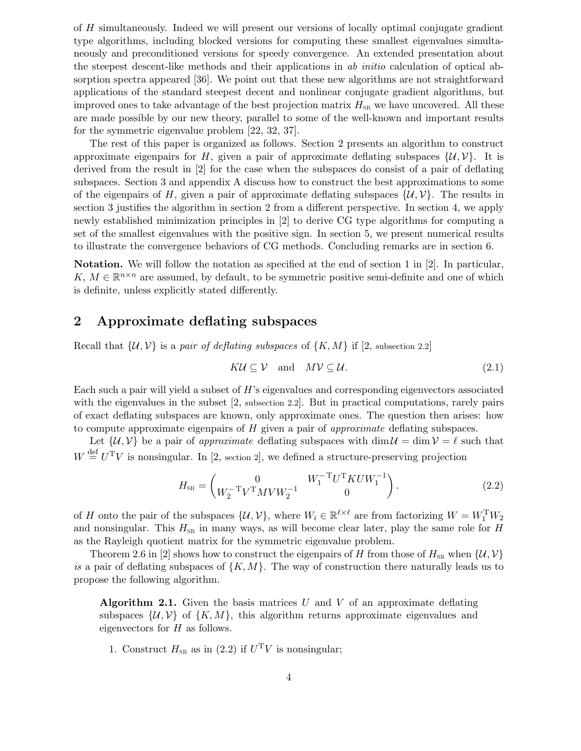of $H$ simultaneously. Indeed we will present our versions of locally optimal conjugate gradient type algorithms, including blocked versions for computing these smallest eigenvalues simultaneously and preconditioned versions for speedy convergence. An extended presentation about the steepest descent-like methods and their applications in *ab initio* calculation of optical absorption spectra appeared [36]. We point out that these new algorithms are not straightforward applications of the standard steepest decent and nonlinear conjugate gradient algorithms, but improved ones to take advantage of the best projection matrix $H_{\rm SR}$ we have uncovered. All these are made possible by our new theory, parallel to some of the well-known and important results for the symmetric eigenvalue problem [22, 32, 37].

The rest of this paper is organized as follows. Section 2 presents an algorithm to construct approximate eigenpairs for $H$, given a pair of approximate deflating subspaces $\{\mathcal{U},\mathcal{V}\}$. It is derived from the result in [2] for the case when the subspaces do consist of a pair of deflating subspaces. Section 3 and appendix A discuss how to construct the best approximations to some of the eigenpairs of $H$, given a pair of approximate deflating subspaces $\{\mathcal{U},\mathcal{V}\}$. The results in section 3 justifies the algorithm in section 2 from a different perspective. In section 4, we apply newly established minimization principles in [2] to derive CG type algorithms for computing a set of the smallest eigenvalues with the positive sign. In section 5, we present numerical results to illustrate the convergence behaviors of CG methods. Concluding remarks are in section 6.

**Notation.** We will follow the notation as specified at the end of section 1 in [2]. In particular, $K$, $M \in \mathbb{R}^{n\times n}$ are assumed, by default, to be symmetric positive semi-definite and one of which is definite, unless explicitly stated differently.

## 2 Approximate deflating subspaces

Recall that $\{\mathcal{U},\mathcal{V}\}$ is a *pair of deflating subspaces* of $\{K,M\}$ if [2, subsection 2.2]

$$K\mathcal{U}\subseteq\mathcal{V} \quad\text{and}\quad M\mathcal{V}\subseteq\mathcal{U}. \tag{2.1}$$

Each such a pair will yield a subset of $H$'s eigenvalues and corresponding eigenvectors associated with the eigenvalues in the subset [2, subsection 2.2]. But in practical computations, rarely pairs of exact deflating subspaces are known, only approximate ones. The question then arises: how to compute approximate eigenpairs of $H$ given a pair of *approximate* deflating subspaces.

Let $\{\mathcal{U},\mathcal{V}\}$ be a pair of *approximate* deflating subspaces with $\dim\mathcal{U}=\dim\mathcal{V}=\ell$ such that $W \stackrel{\rm def}{=} U^{\rm T}V$ is nonsingular. In [2, section 2], we defined a structure-preserving projection

$$H_{\rm SR} = \begin{pmatrix} 0 & W_1^{-\rm T}U^{\rm T}KUW_1^{-1} \\ W_2^{-\rm T}V^{\rm T}MVW_2^{-1} & 0 \end{pmatrix}. \tag{2.2}$$

of $H$ onto the pair of the subspaces $\{\mathcal{U},\mathcal{V}\}$, where $W_i\in\mathbb{R}^{\ell\times\ell}$ are from factorizing $W=W_1^{\rm T}W_2$ and nonsingular. This $H_{\rm SR}$ in many ways, as will become clear later, play the same role for $H$ as the Rayleigh quotient matrix for the symmetric eigenvalue problem.

Theorem 2.6 in [2] shows how to construct the eigenpairs of $H$ from those of $H_{\rm SR}$ when $\{\mathcal{U},\mathcal{V}\}$ *is* a pair of deflating subspaces of $\{K,M\}$. The way of construction there naturally leads us to propose the following algorithm.

> **Algorithm 2.1.** Given the basis matrices $U$ and $V$ of an approximate deflating subspaces $\{\mathcal{U},\mathcal{V}\}$ of $\{K,M\}$, this algorithm returns approximate eigenvalues and eigenvectors for $H$ as follows.
>
> 1. Construct $H_{\rm SR}$ as in (2.2) if $U^{\rm T}V$ is nonsingular;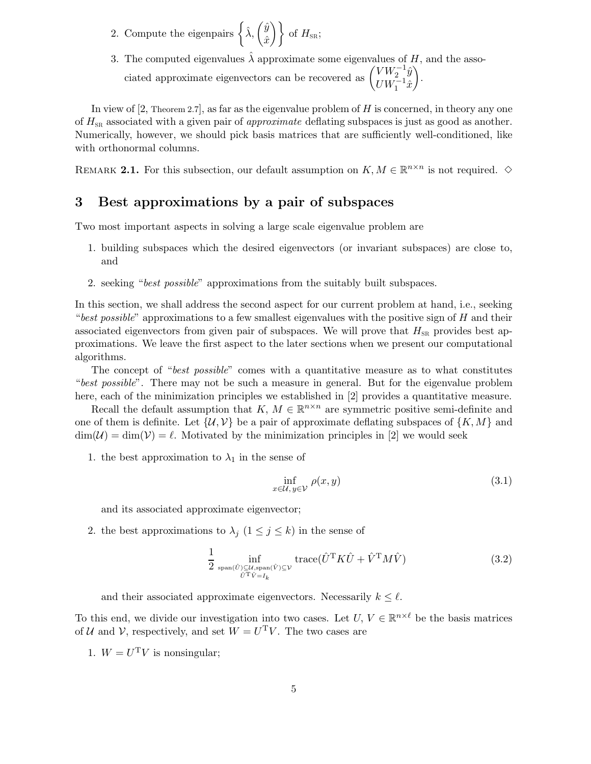2. Compute the eigenpairs $\left\{\hat{\lambda}, \begin{pmatrix}\hat{y}\\ \hat{x}\end{pmatrix}\right\}$ of $H_{\rm SR}$;

3. The computed eigenvalues $\hat{\lambda}$ approximate some eigenvalues of $H$, and the associated approximate eigenvectors can be recovered as $\begin{pmatrix}VW_2^{-1}\hat{y}\\ UW_1^{-1}\hat{x}\end{pmatrix}$.

In view of [2, Theorem 2.7], as far as the eigenvalue problem of $H$ is concerned, in theory any one of $H_{\rm SR}$ associated with a given pair of *approximate* deflating subspaces is just as good as another. Numerically, however, we should pick basis matrices that are sufficiently well-conditioned, like with orthonormal columns.

Remark **2.1.** For this subsection, our default assumption on $K, M \in \mathbb{R}^{n\times n}$ is not required. $\diamond$

# 3 Best approximations by a pair of subspaces

Two most important aspects in solving a large scale eigenvalue problem are

1. building subspaces which the desired eigenvectors (or invariant subspaces) are close to, and
2. seeking "*best possible*" approximations from the suitably built subspaces.

In this section, we shall address the second aspect for our current problem at hand, i.e., seeking "*best possible*" approximations to a few smallest eigenvalues with the positive sign of $H$ and their associated eigenvectors from given pair of subspaces. We will prove that $H_{\rm SR}$ provides best approximations. We leave the first aspect to the later sections when we present our computational algorithms.

The concept of "*best possible*" comes with a quantitative measure as to what constitutes "*best possible*". There may not be such a measure in general. But for the eigenvalue problem here, each of the minimization principles we established in [2] provides a quantitative measure.

Recall the default assumption that $K, M \in \mathbb{R}^{n\times n}$ are symmetric positive semi-definite and one of them is definite. Let $\{\mathcal{U}, \mathcal{V}\}$ be a pair of approximate deflating subspaces of $\{K, M\}$ and $\dim(\mathcal{U}) = \dim(\mathcal{V}) = \ell$. Motivated by the minimization principles in [2] we would seek

1. the best approximation to $\lambda_1$ in the sense of
$$\inf_{x\in\mathcal{U},\, y\in\mathcal{V}} \rho(x, y) \tag{3.1}$$
and its associated approximate eigenvector;

2. the best approximations to $\lambda_j$ $(1 \le j \le k)$ in the sense of
$$\frac{1}{2} \inf_{\substack{\operatorname{span}(\hat{U})\subseteq\mathcal{U},\operatorname{span}(\hat{V})\subseteq\mathcal{V}\\ \hat{U}^{\rm T}\hat{V}=I_k}} \operatorname{trace}(\hat{U}^{\rm T}K\hat{U} + \hat{V}^{\rm T}M\hat{V}) \tag{3.2}$$
and their associated approximate eigenvectors. Necessarily $k \le \ell$.

To this end, we divide our investigation into two cases. Let $U, V \in \mathbb{R}^{n\times\ell}$ be the basis matrices of $\mathcal{U}$ and $\mathcal{V}$, respectively, and set $W = U^{\rm T}V$. The two cases are

1. $W = U^{\rm T}V$ is nonsingular;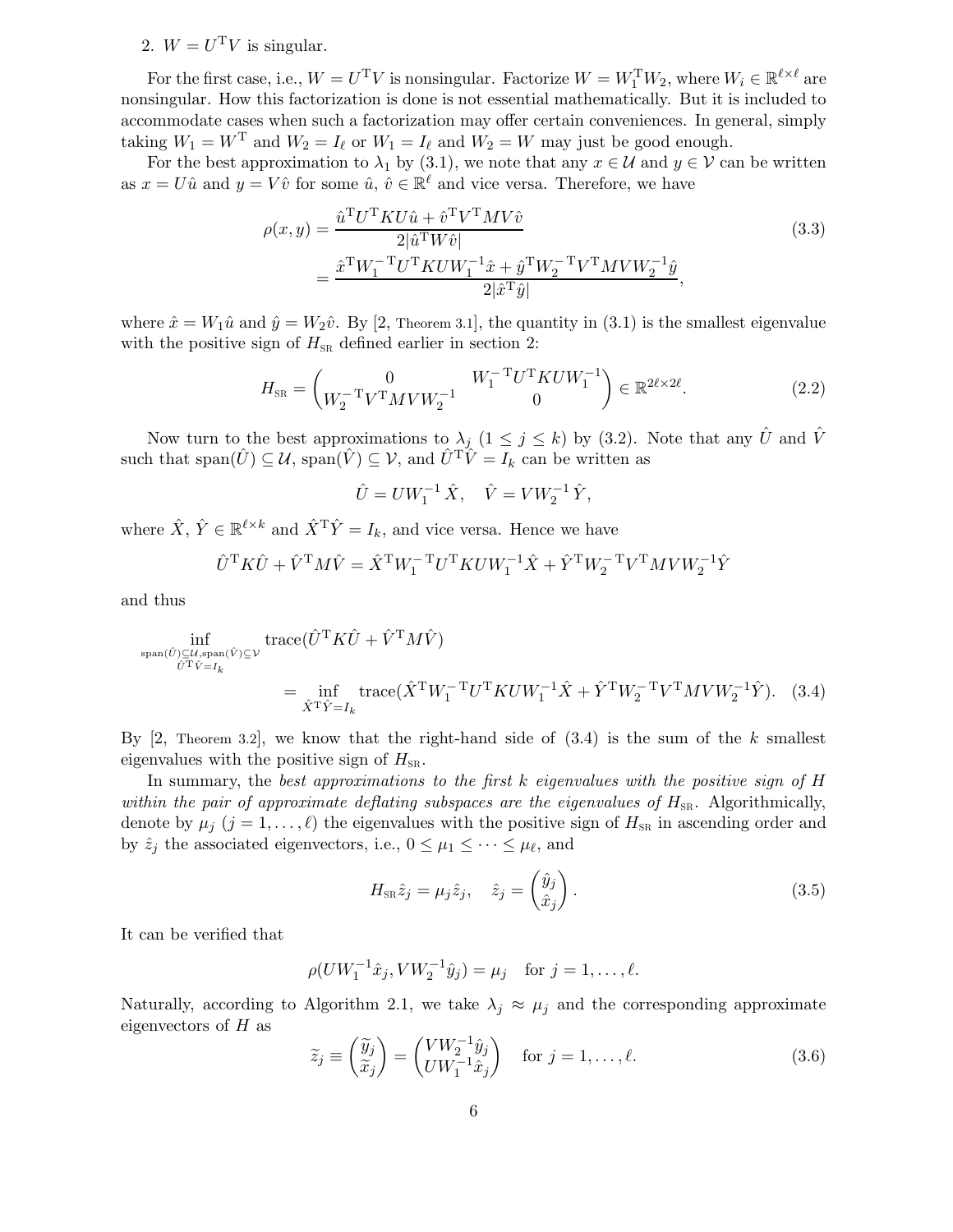2. $W = U^{\mathrm{T}}V$ is singular.

For the first case, i.e., $W = U^{\mathrm{T}}V$ is nonsingular. Factorize $W = W_1^{\mathrm{T}}W_2$, where $W_i \in \mathbb{R}^{\ell\times\ell}$ are nonsingular. How this factorization is done is not essential mathematically. But it is included to accommodate cases when such a factorization may offer certain conveniences. In general, simply taking $W_1 = W^{\mathrm{T}}$ and $W_2 = I_\ell$ or $W_1 = I_\ell$ and $W_2 = W$ may just be good enough.

For the best approximation to $\lambda_1$ by (3.1), we note that any $x \in \mathcal{U}$ and $y \in \mathcal{V}$ can be written as $x = U\hat{u}$ and $y = V\hat{v}$ for some $\hat{u}, \hat{v} \in \mathbb{R}^\ell$ and vice versa. Therefore, we have

$$
\begin{aligned}
\rho(x,y) &= \frac{\hat{u}^{\mathrm{T}}U^{\mathrm{T}}KU\hat{u} + \hat{v}^{\mathrm{T}}V^{\mathrm{T}}MV\hat{v}}{2|\hat{u}^{\mathrm{T}}W\hat{v}|} \\
&= \frac{\hat{x}^{\mathrm{T}}W_1^{-\mathrm{T}}U^{\mathrm{T}}KUW_1^{-1}\hat{x} + \hat{y}^{\mathrm{T}}W_2^{-\mathrm{T}}V^{\mathrm{T}}MVW_2^{-1}\hat{y}}{2|\hat{x}^{\mathrm{T}}\hat{y}|},
\end{aligned}
\tag{3.3}
$$

where $\hat{x} = W_1\hat{u}$ and $\hat{y} = W_2\hat{v}$. By [2, Theorem 3.1], the quantity in (3.1) is the smallest eigenvalue with the positive sign of $H_{\text{SR}}$ defined earlier in section 2:

$$
H_{\text{SR}} = \begin{pmatrix} 0 & W_1^{-\mathrm{T}}U^{\mathrm{T}}KUW_1^{-1} \\ W_2^{-\mathrm{T}}V^{\mathrm{T}}MVW_2^{-1} & 0 \end{pmatrix} \in \mathbb{R}^{2\ell\times 2\ell}. \tag{2.2}
$$

Now turn to the best approximations to $\lambda_j$ $(1 \le j \le k)$ by (3.2). Note that any $\hat{U}$ and $\hat{V}$ such that $\operatorname{span}(\hat{U}) \subseteq \mathcal{U}$, $\operatorname{span}(\hat{V}) \subseteq \mathcal{V}$, and $\hat{U}^{\mathrm{T}}\hat{V} = I_k$ can be written as

$$
\hat{U} = UW_1^{-1}\hat{X}, \quad \hat{V} = VW_2^{-1}\hat{Y},
$$

where $\hat{X}, \hat{Y} \in \mathbb{R}^{\ell\times k}$ and $\hat{X}^{\mathrm{T}}\hat{Y} = I_k$, and vice versa. Hence we have

$$
\hat{U}^{\mathrm{T}}K\hat{U} + \hat{V}^{\mathrm{T}}M\hat{V} = \hat{X}^{\mathrm{T}}W_1^{-\mathrm{T}}U^{\mathrm{T}}KUW_1^{-1}\hat{X} + \hat{Y}^{\mathrm{T}}W_2^{-\mathrm{T}}V^{\mathrm{T}}MVW_2^{-1}\hat{Y}
$$

and thus

$$
\begin{aligned}
&\inf_{\substack{\operatorname{span}(\hat{U})\subseteq\mathcal{U},\operatorname{span}(\hat{V})\subseteq\mathcal{V}\\ \hat{U}^{\mathrm{T}}\hat{V}=I_k}} \operatorname{trace}(\hat{U}^{\mathrm{T}}K\hat{U} + \hat{V}^{\mathrm{T}}M\hat{V}) \\
&\qquad = \inf_{\hat{X}^{\mathrm{T}}\hat{Y}=I_k} \operatorname{trace}(\hat{X}^{\mathrm{T}}W_1^{-\mathrm{T}}U^{\mathrm{T}}KUW_1^{-1}\hat{X} + \hat{Y}^{\mathrm{T}}W_2^{-\mathrm{T}}V^{\mathrm{T}}MVW_2^{-1}\hat{Y}).
\end{aligned}
\tag{3.4}
$$

By [2, Theorem 3.2], we know that the right-hand side of (3.4) is the sum of the $k$ smallest eigenvalues with the positive sign of $H_{\text{SR}}$.

In summary, the *best approximations to the first $k$ eigenvalues with the positive sign of $H$ within the pair of approximate deflating subspaces are the eigenvalues of $H_{\text{SR}}$*. Algorithmically, denote by $\mu_j$ $(j = 1, \dots, \ell)$ the eigenvalues with the positive sign of $H_{\text{SR}}$ in ascending order and by $\hat{z}_j$ the associated eigenvectors, i.e., $0 \le \mu_1 \le \cdots \le \mu_\ell$, and

$$
H_{\text{SR}}\hat{z}_j = \mu_j\hat{z}_j, \quad \hat{z}_j = \begin{pmatrix} \hat{y}_j \\ \hat{x}_j \end{pmatrix}. \tag{3.5}
$$

It can be verified that

$$
\rho(UW_1^{-1}\hat{x}_j, VW_2^{-1}\hat{y}_j) = \mu_j \quad \text{for } j = 1, \dots, \ell.
$$

Naturally, according to Algorithm 2.1, we take $\lambda_j \approx \mu_j$ and the corresponding approximate eigenvectors of $H$ as

$$
\widetilde{z}_j \equiv \begin{pmatrix} \widetilde{y}_j \\ \widetilde{x}_j \end{pmatrix} = \begin{pmatrix} VW_2^{-1}\hat{y}_j \\ UW_1^{-1}\hat{x}_j \end{pmatrix} \quad \text{for } j = 1, \dots, \ell. \tag{3.6}
$$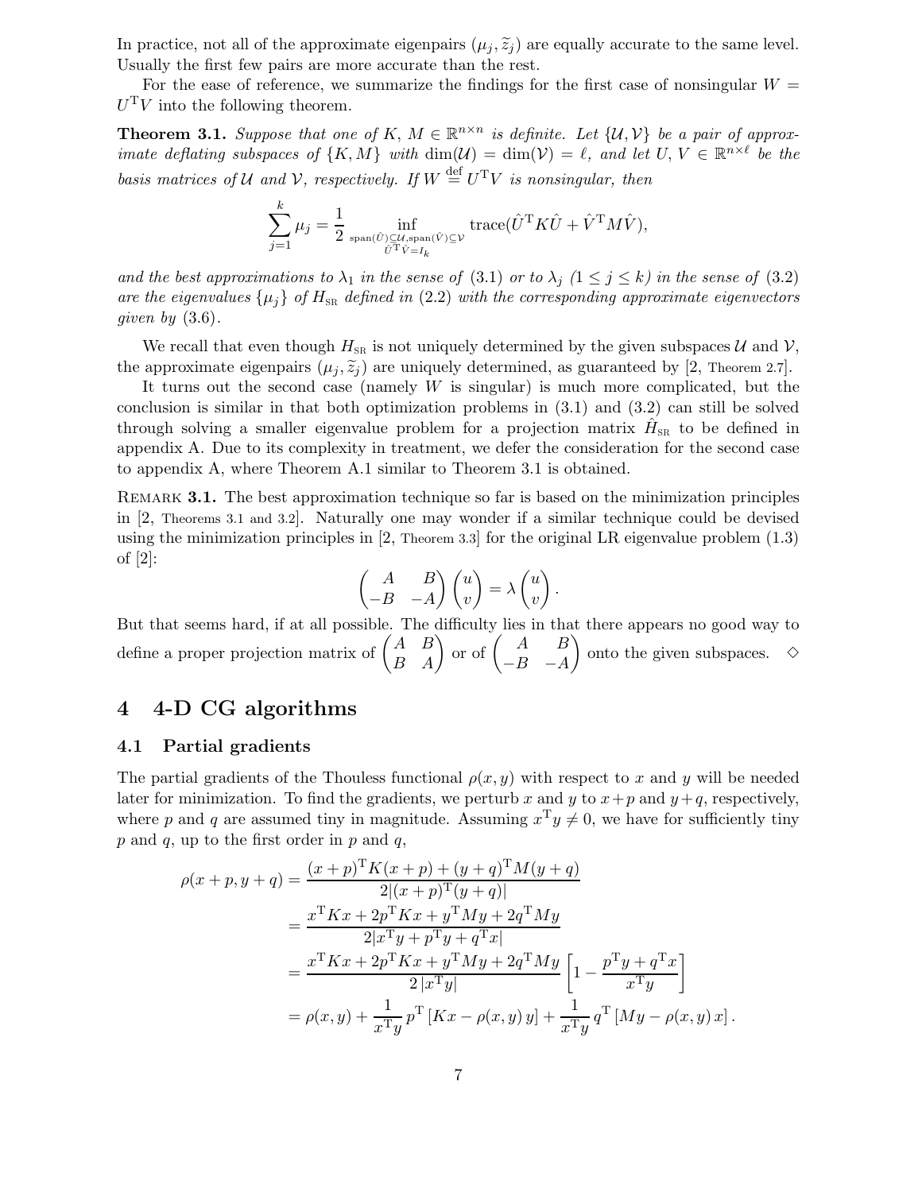In practice, not all of the approximate eigenpairs $(\mu_j, \widetilde{z}_j)$ are equally accurate to the same level. Usually the first few pairs are more accurate than the rest.

For the ease of reference, we summarize the findings for the first case of nonsingular $W = U^{\mathrm{T}}V$ into the following theorem.

**Theorem 3.1.** *Suppose that one of $K$, $M \in \mathbb{R}^{n\times n}$ is definite. Let $\{\mathcal{U}, \mathcal{V}\}$ be a pair of approximate deflating subspaces of $\{K, M\}$ with $\dim(\mathcal{U}) = \dim(\mathcal{V}) = \ell$, and let $U$, $V \in \mathbb{R}^{n\times \ell}$ be the basis matrices of $\mathcal{U}$ and $\mathcal{V}$, respectively. If $W \stackrel{\mathrm{def}}{=} U^{\mathrm{T}}V$ is nonsingular, then*

$$\sum_{j=1}^{k} \mu_j = \frac{1}{2} \inf_{\substack{\operatorname{span}(\hat{U})\subseteq\mathcal{U}, \operatorname{span}(\hat{V})\subseteq\mathcal{V} \\ \hat{U}^{\mathrm{T}}\hat{V}=I_k}} \operatorname{trace}(\hat{U}^{\mathrm{T}}K\hat{U} + \hat{V}^{\mathrm{T}}M\hat{V}),$$

*and the best approximations to $\lambda_1$ in the sense of* (3.1) *or to $\lambda_j$ ($1 \le j \le k$) in the sense of* (3.2) *are the eigenvalues $\{\mu_j\}$ of $H_{\mathrm{SR}}$ defined in* (2.2) *with the corresponding approximate eigenvectors given by* (3.6).

We recall that even though $H_{\mathrm{SR}}$ is not uniquely determined by the given subspaces $\mathcal{U}$ and $\mathcal{V}$, the approximate eigenpairs $(\mu_j, \widetilde{z}_j)$ are uniquely determined, as guaranteed by [2, Theorem 2.7].

It turns out the second case (namely $W$ is singular) is much more complicated, but the conclusion is similar in that both optimization problems in (3.1) and (3.2) can still be solved through solving a smaller eigenvalue problem for a projection matrix $\hat{H}_{\mathrm{SR}}$ to be defined in appendix A. Due to its complexity in treatment, we defer the consideration for the second case to appendix A, where Theorem A.1 similar to Theorem 3.1 is obtained.

Remark **3.1.** The best approximation technique so far is based on the minimization principles in [2, Theorems 3.1 and 3.2]. Naturally one may wonder if a similar technique could be devised using the minimization principles in [2, Theorem 3.3] for the original LR eigenvalue problem (1.3) of [2]:

$$\begin{pmatrix} A & B \\ -B & -A \end{pmatrix} \begin{pmatrix} u \\ v \end{pmatrix} = \lambda \begin{pmatrix} u \\ v \end{pmatrix}.$$

But that seems hard, if at all possible. The difficulty lies in that there appears no good way to define a proper projection matrix of $\begin{pmatrix} A & B \\ B & A \end{pmatrix}$ or of $\begin{pmatrix} A & B \\ -B & -A \end{pmatrix}$ onto the given subspaces. $\diamond$

## 4 4-D CG algorithms

### 4.1 Partial gradients

The partial gradients of the Thouless functional $\rho(x, y)$ with respect to $x$ and $y$ will be needed later for minimization. To find the gradients, we perturb $x$ and $y$ to $x+p$ and $y+q$, respectively, where $p$ and $q$ are assumed tiny in magnitude. Assuming $x^{\mathrm{T}}y \neq 0$, we have for sufficiently tiny $p$ and $q$, up to the first order in $p$ and $q$,

$$\begin{aligned}
\rho(x+p, y+q) &= \frac{(x+p)^{\mathrm{T}}K(x+p) + (y+q)^{\mathrm{T}}M(y+q)}{2|(x+p)^{\mathrm{T}}(y+q)|} \\
&= \frac{x^{\mathrm{T}}Kx + 2p^{\mathrm{T}}Kx + y^{\mathrm{T}}My + 2q^{\mathrm{T}}My}{2|x^{\mathrm{T}}y + p^{\mathrm{T}}y + q^{\mathrm{T}}x|} \\
&= \frac{x^{\mathrm{T}}Kx + 2p^{\mathrm{T}}Kx + y^{\mathrm{T}}My + 2q^{\mathrm{T}}My}{2\,|x^{\mathrm{T}}y|} \left[1 - \frac{p^{\mathrm{T}}y + q^{\mathrm{T}}x}{x^{\mathrm{T}}y}\right] \\
&= \rho(x,y) + \frac{1}{x^{\mathrm{T}}y}\, p^{\mathrm{T}}\left[Kx - \rho(x,y)\, y\right] + \frac{1}{x^{\mathrm{T}}y}\, q^{\mathrm{T}}\left[My - \rho(x,y)\, x\right].
\end{aligned}$$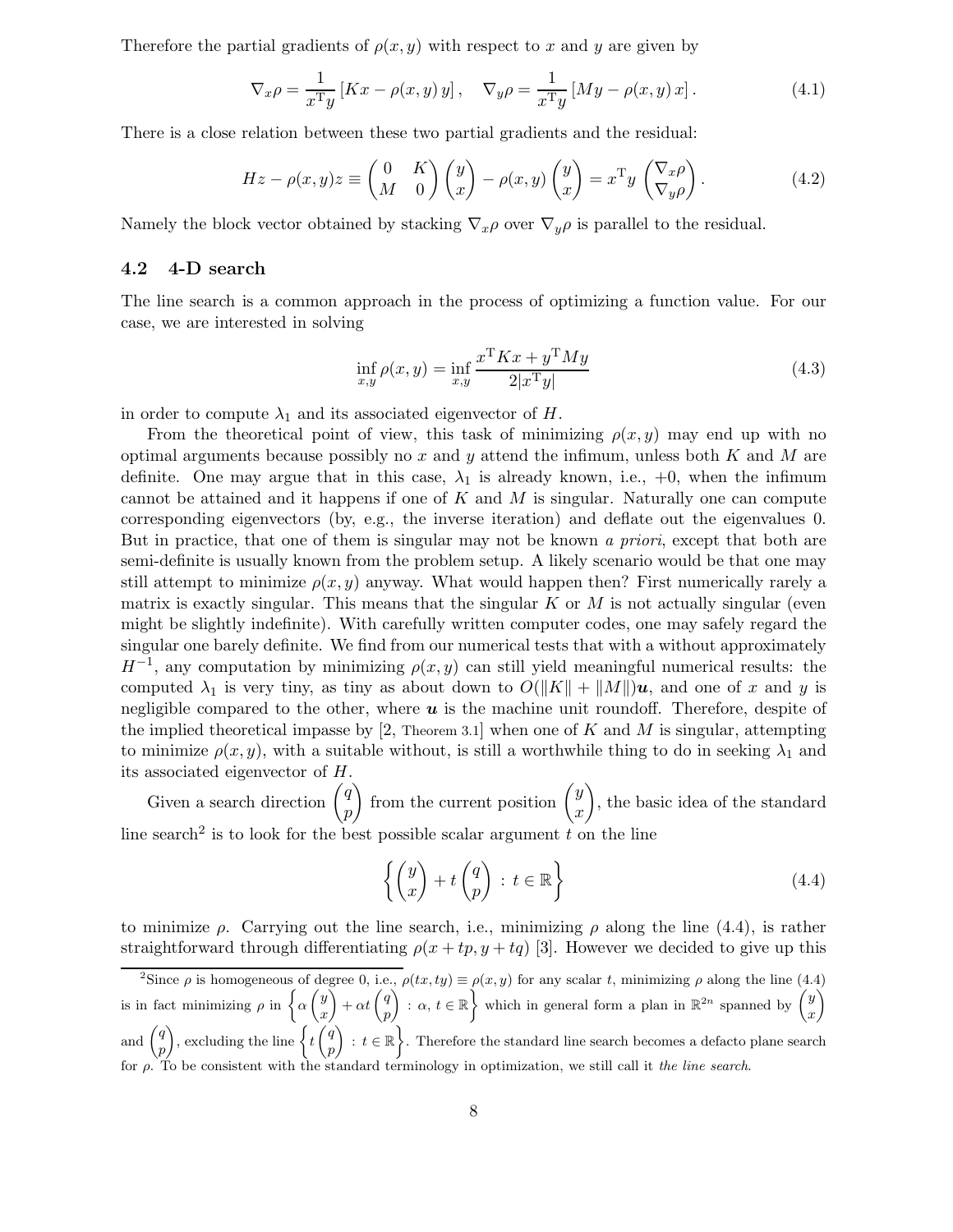Therefore the partial gradients of $\rho(x, y)$ with respect to $x$ and $y$ are given by

$$\nabla_x \rho = \frac{1}{x^{\mathrm{T}} y} \left[ Kx - \rho(x, y)\, y \right], \quad \nabla_y \rho = \frac{1}{x^{\mathrm{T}} y} \left[ My - \rho(x, y)\, x \right]. \tag{4.1}$$

There is a close relation between these two partial gradients and the residual:

$$Hz - \rho(x, y) z \equiv \begin{pmatrix} 0 & K \\ M & 0 \end{pmatrix} \begin{pmatrix} y \\ x \end{pmatrix} - \rho(x, y) \begin{pmatrix} y \\ x \end{pmatrix} = x^{\mathrm{T}} y \begin{pmatrix} \nabla_x \rho \\ \nabla_y \rho \end{pmatrix}. \tag{4.2}$$

Namely the block vector obtained by stacking $\nabla_x \rho$ over $\nabla_y \rho$ is parallel to the residual.

## 4.2 4-D search

The line search is a common approach in the process of optimizing a function value. For our case, we are interested in solving

$$\inf_{x,y} \rho(x, y) = \inf_{x,y} \frac{x^{\mathrm{T}} K x + y^{\mathrm{T}} M y}{2 |x^{\mathrm{T}} y|} \tag{4.3}$$

in order to compute $\lambda_1$ and its associated eigenvector of $H$.

From the theoretical point of view, this task of minimizing $\rho(x, y)$ may end up with no optimal arguments because possibly no $x$ and $y$ attend the infimum, unless both $K$ and $M$ are definite. One may argue that in this case, $\lambda_1$ is already known, i.e., $+0$, when the infimum cannot be attained and it happens if one of $K$ and $M$ is singular. Naturally one can compute corresponding eigenvectors (by, e.g., the inverse iteration) and deflate out the eigenvalues 0. But in practice, that one of them is singular may not be known *a priori*, except that both are semi-definite is usually known from the problem setup. A likely scenario would be that one may still attempt to minimize $\rho(x, y)$ anyway. What would happen then? First numerically rarely a matrix is exactly singular. This means that the singular $K$ or $M$ is not actually singular (even might be slightly indefinite). With carefully written computer codes, one may safely regard the singular one barely definite. We find from our numerical tests that with a without approximately $H^{-1}$, any computation by minimizing $\rho(x, y)$ can still yield meaningful numerical results: the computed $\lambda_1$ is very tiny, as tiny as about down to $O(\|K\| + \|M\|)\boldsymbol{u}$, and one of $x$ and $y$ is negligible compared to the other, where $\boldsymbol{u}$ is the machine unit roundoff. Therefore, despite of the implied theoretical impasse by [2, Theorem 3.1] when one of $K$ and $M$ is singular, attempting to minimize $\rho(x, y)$, with a suitable without, is still a worthwhile thing to do in seeking $\lambda_1$ and its associated eigenvector of $H$.

Given a search direction $\begin{pmatrix} q \\ p \end{pmatrix}$ from the current position $\begin{pmatrix} y \\ x \end{pmatrix}$, the basic idea of the standard line search[2] is to look for the best possible scalar argument $t$ on the line

$$\left\{ \begin{pmatrix} y \\ x \end{pmatrix} + t \begin{pmatrix} q \\ p \end{pmatrix} \, : \, t \in \mathbb{R} \right\} \tag{4.4}$$

to minimize $\rho$. Carrying out the line search, i.e., minimizing $\rho$ along the line (4.4), is rather straightforward through differentiating $\rho(x + tp, y + tq)$ [3]. However we decided to give up this

---

[2] Since $\rho$ is homogeneous of degree 0, i.e., $\rho(tx, ty) \equiv \rho(x, y)$ for any scalar $t$, minimizing $\rho$ along the line (4.4) is in fact minimizing $\rho$ in $\left\{ \alpha \begin{pmatrix} y \\ x \end{pmatrix} + \alpha t \begin{pmatrix} q \\ p \end{pmatrix} \, : \, \alpha, t \in \mathbb{R} \right\}$ which in general form a plan in $\mathbb{R}^{2n}$ spanned by $\begin{pmatrix} y \\ x \end{pmatrix}$ and $\begin{pmatrix} q \\ p \end{pmatrix}$, excluding the line $\left\{ t \begin{pmatrix} q \\ p \end{pmatrix} \, : \, t \in \mathbb{R} \right\}$. Therefore the standard line search becomes a defacto plane search for $\rho$. To be consistent with the standard terminology in optimization, we still call it *the line search*.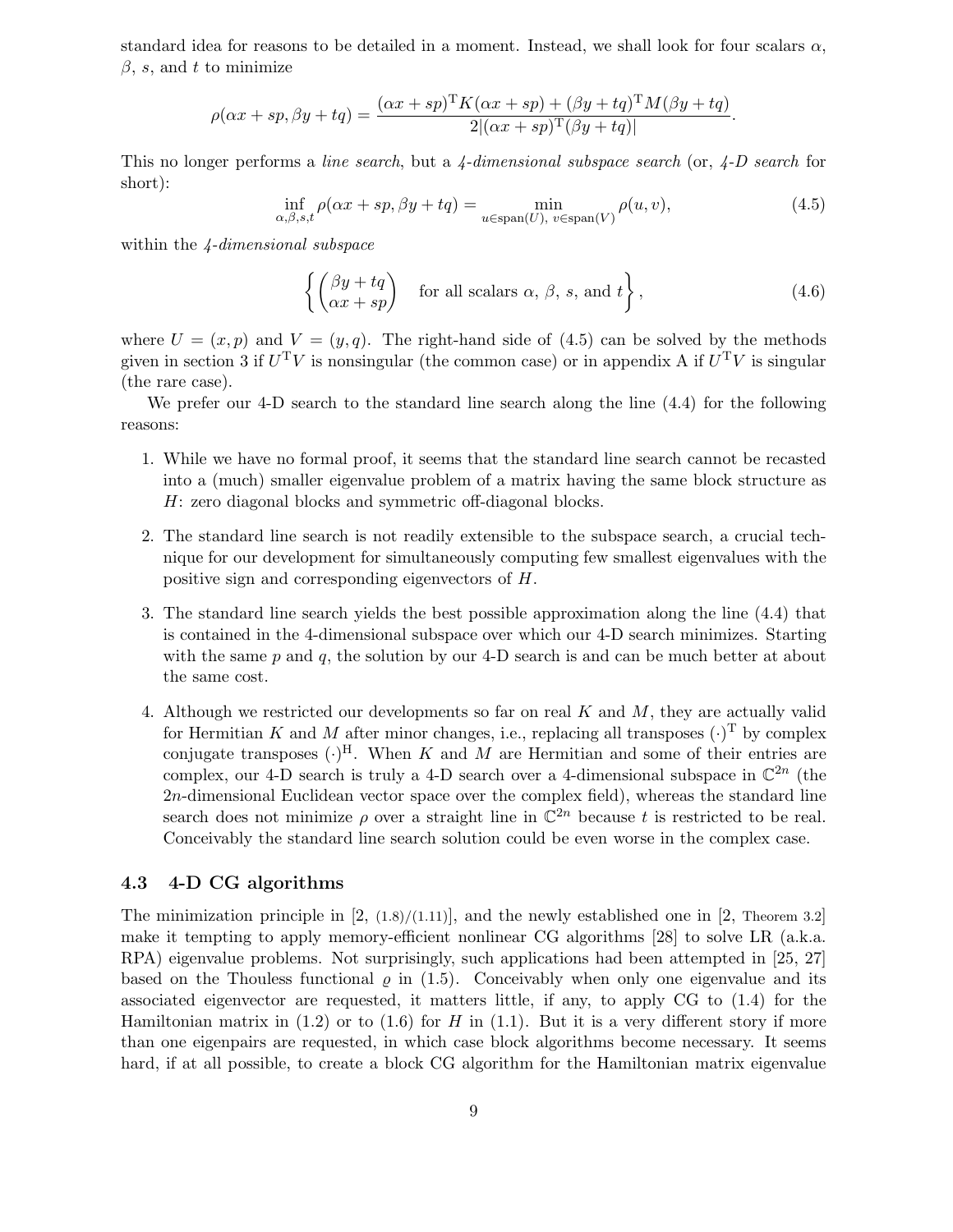standard idea for reasons to be detailed in a moment. Instead, we shall look for four scalars $\alpha$, $\beta$, $s$, and $t$ to minimize

$$\rho(\alpha x + sp, \beta y + tq) = \frac{(\alpha x + sp)^{\mathrm{T}} K (\alpha x + sp) + (\beta y + tq)^{\mathrm{T}} M (\beta y + tq)}{2|(\alpha x + sp)^{\mathrm{T}} (\beta y + tq)|}.$$

This no longer performs a *line search*, but a *4-dimensional subspace search* (or, *4-D search* for short):

$$\inf_{\alpha,\beta,s,t} \rho(\alpha x + sp, \beta y + tq) = \min_{u \in \mathrm{span}(U),\ v \in \mathrm{span}(V)} \rho(u, v), \tag{4.5}$$

within the *4-dimensional subspace*

$$\left\{ \begin{pmatrix} \beta y + tq \\ \alpha x + sp \end{pmatrix} \quad \text{for all scalars } \alpha,\ \beta,\ s, \text{ and } t \right\}, \tag{4.6}$$

where $U = (x, p)$ and $V = (y, q)$. The right-hand side of (4.5) can be solved by the methods given in section 3 if $U^{\mathrm{T}} V$ is nonsingular (the common case) or in appendix A if $U^{\mathrm{T}} V$ is singular (the rare case).

We prefer our 4-D search to the standard line search along the line (4.4) for the following reasons:

1. While we have no formal proof, it seems that the standard line search cannot be recasted into a (much) smaller eigenvalue problem of a matrix having the same block structure as $H$: zero diagonal blocks and symmetric off-diagonal blocks.
2. The standard line search is not readily extensible to the subspace search, a crucial technique for our development for simultaneously computing few smallest eigenvalues with the positive sign and corresponding eigenvectors of $H$.
3. The standard line search yields the best possible approximation along the line (4.4) that is contained in the 4-dimensional subspace over which our 4-D search minimizes. Starting with the same $p$ and $q$, the solution by our 4-D search is and can be much better at about the same cost.
4. Although we restricted our developments so far on real $K$ and $M$, they are actually valid for Hermitian $K$ and $M$ after minor changes, i.e., replacing all transposes $(\cdot)^{\mathrm{T}}$ by complex conjugate transposes $(\cdot)^{\mathrm{H}}$. When $K$ and $M$ are Hermitian and some of their entries are complex, our 4-D search is truly a 4-D search over a 4-dimensional subspace in $\mathbb{C}^{2n}$ (the $2n$-dimensional Euclidean vector space over the complex field), whereas the standard line search does not minimize $\rho$ over a straight line in $\mathbb{C}^{2n}$ because $t$ is restricted to be real. Conceivably the standard line search solution could be even worse in the complex case.

### 4.3 4-D CG algorithms

The minimization principle in [2, (1.8)/(1.11)], and the newly established one in [2, Theorem 3.2] make it tempting to apply memory-efficient nonlinear CG algorithms [28] to solve LR (a.k.a. RPA) eigenvalue problems. Not surprisingly, such applications had been attempted in [25, 27] based on the Thouless functional $\varrho$ in (1.5). Conceivably when only one eigenvalue and its associated eigenvector are requested, it matters little, if any, to apply CG to (1.4) for the Hamiltonian matrix in (1.2) or to (1.6) for $H$ in (1.1). But it is a very different story if more than one eigenpairs are requested, in which case block algorithms become necessary. It seems hard, if at all possible, to create a block CG algorithm for the Hamiltonian matrix eigenvalue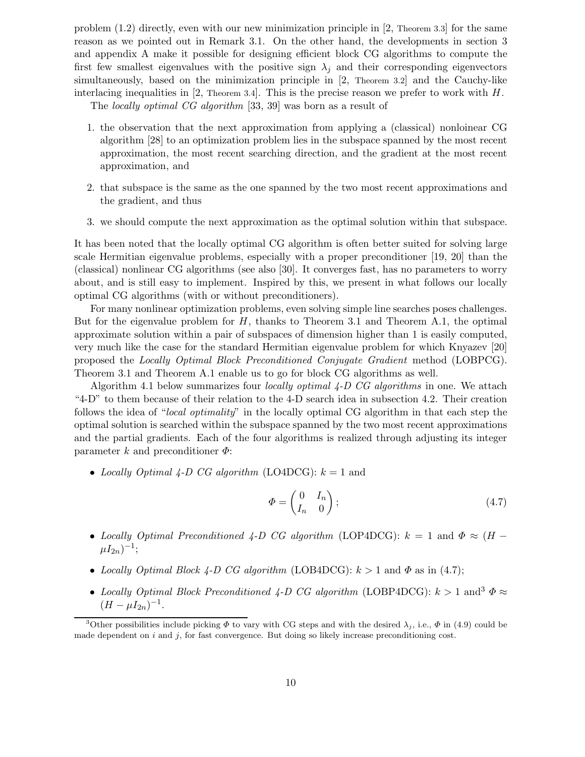problem (1.2) directly, even with our new minimization principle in [2, Theorem 3.3] for the same reason as we pointed out in Remark 3.1. On the other hand, the developments in section 3 and appendix A make it possible for designing efficient block CG algorithms to compute the first few smallest eigenvalues with the positive sign $\lambda_j$ and their corresponding eigenvectors simultaneously, based on the minimization principle in [2, Theorem 3.2] and the Cauchy-like interlacing inequalities in [2, Theorem 3.4]. This is the precise reason we prefer to work with $H$.

The *locally optimal CG algorithm* [33, 39] was born as a result of

1. the observation that the next approximation from applying a (classical) nonloinear CG algorithm [28] to an optimization problem lies in the subspace spanned by the most recent approximation, the most recent searching direction, and the gradient at the most recent approximation, and
2. that subspace is the same as the one spanned by the two most recent approximations and the gradient, and thus
3. we should compute the next approximation as the optimal solution within that subspace.

It has been noted that the locally optimal CG algorithm is often better suited for solving large scale Hermitian eigenvalue problems, especially with a proper preconditioner [19, 20] than the (classical) nonlinear CG algorithms (see also [30]. It converges fast, has no parameters to worry about, and is still easy to implement. Inspired by this, we present in what follows our locally optimal CG algorithms (with or without preconditioners).

For many nonlinear optimization problems, even solving simple line searches poses challenges. But for the eigenvalue problem for $H$, thanks to Theorem 3.1 and Theorem A.1, the optimal approximate solution within a pair of subspaces of dimension higher than 1 is easily computed, very much like the case for the standard Hermitian eigenvalue problem for which Knyazev [20] proposed the *Locally Optimal Block Preconditioned Conjugate Gradient* method (LOBPCG). Theorem 3.1 and Theorem A.1 enable us to go for block CG algorithms as well.

Algorithm 4.1 below summarizes four *locally optimal 4-D CG algorithms* in one. We attach "4-D" to them because of their relation to the 4-D search idea in subsection 4.2. Their creation follows the idea of "*local optimality*" in the locally optimal CG algorithm in that each step the optimal solution is searched within the subspace spanned by the two most recent approximations and the partial gradients. Each of the four algorithms is realized through adjusting its integer parameter $k$ and preconditioner $\varPhi$:

- *Locally Optimal 4-D CG algorithm* (LO4DCG): $k = 1$ and
$$\varPhi = \begin{pmatrix} 0 & I_n \\ I_n & 0 \end{pmatrix}; \tag{4.7}$$
- *Locally Optimal Preconditioned 4-D CG algorithm* (LOP4DCG): $k = 1$ and $\varPhi \approx (H - \mu I_{2n})^{-1}$;
- *Locally Optimal Block 4-D CG algorithm* (LOB4DCG): $k > 1$ and $\varPhi$ as in (4.7);
- *Locally Optimal Block Preconditioned 4-D CG algorithm* (LOBP4DCG): $k > 1$ and[3] $\varPhi \approx (H - \mu I_{2n})^{-1}$.

[3] Other possibilities include picking $\varPhi$ to vary with CG steps and with the desired $\lambda_j$, i.e., $\varPhi$ in (4.9) could be made dependent on $i$ and $j$, for fast convergence. But doing so likely increase preconditioning cost.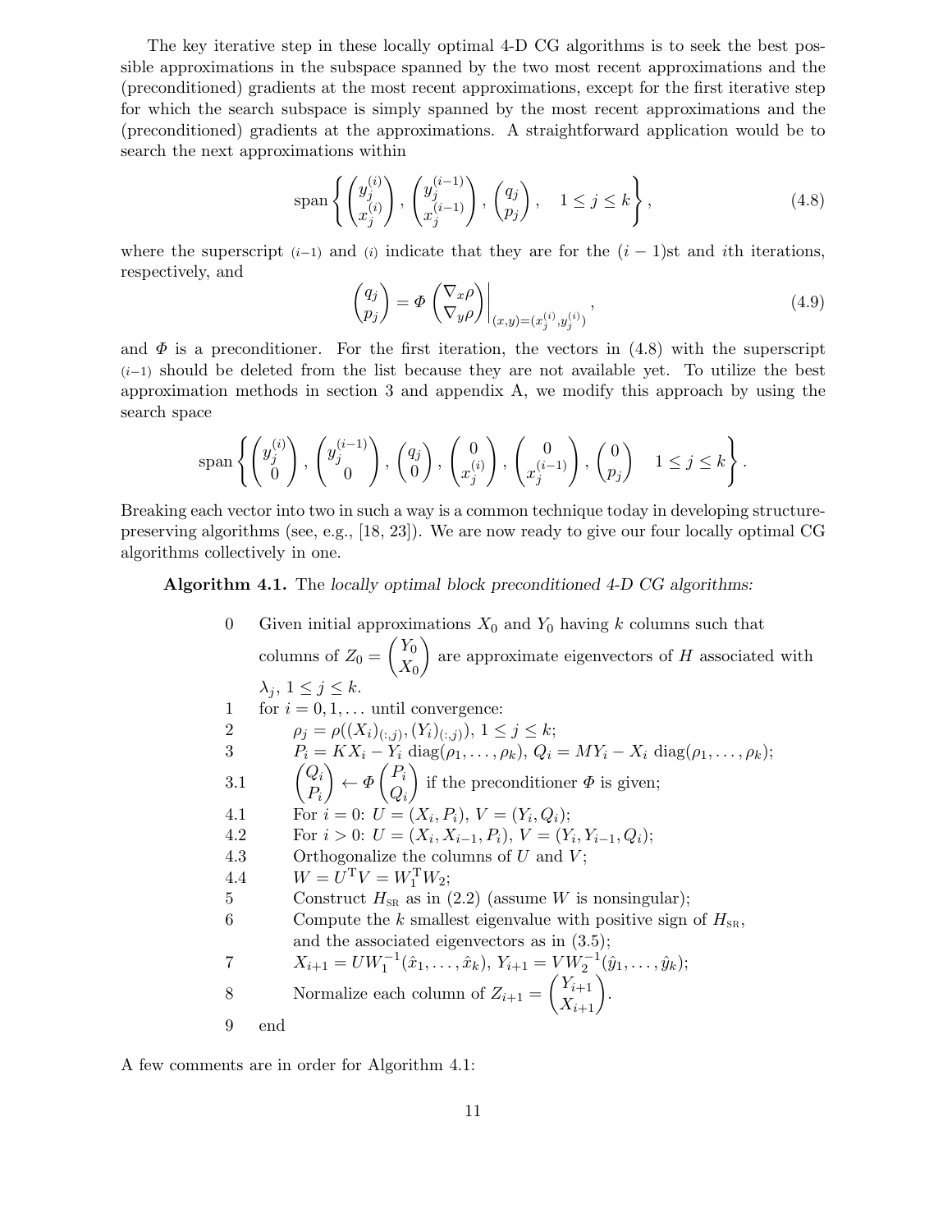The key iterative step in these locally optimal 4-D CG algorithms is to seek the best possible approximations in the subspace spanned by the two most recent approximations and the (preconditioned) gradients at the most recent approximations, except for the first iterative step for which the search subspace is simply spanned by the most recent approximations and the (preconditioned) gradients at the approximations. A straightforward application would be to search the next approximations within

$$\operatorname{span}\left\{ \begin{pmatrix} y_j^{(i)} \\ x_j^{(i)} \end{pmatrix}, \begin{pmatrix} y_j^{(i-1)} \\ x_j^{(i-1)} \end{pmatrix}, \begin{pmatrix} q_j \\ p_j \end{pmatrix}, \quad 1 \le j \le k \right\}, \tag{4.8}$$

where the superscript $(i-1)$ and $(i)$ indicate that they are for the $(i-1)$st and $i$th iterations, respectively, and

$$\begin{pmatrix} q_j \\ p_j \end{pmatrix} = \Phi \begin{pmatrix} \nabla_x \rho \\ \nabla_y \rho \end{pmatrix} \Bigg|_{(x,y)=(x_j^{(i)}, y_j^{(i)})}, \tag{4.9}$$

and $\Phi$ is a preconditioner. For the first iteration, the vectors in (4.8) with the superscript $(i-1)$ should be deleted from the list because they are not available yet. To utilize the best approximation methods in section 3 and appendix A, we modify this approach by using the search space

$$\operatorname{span}\left\{ \begin{pmatrix} y_j^{(i)} \\ 0 \end{pmatrix}, \begin{pmatrix} y_j^{(i-1)} \\ 0 \end{pmatrix}, \begin{pmatrix} q_j \\ 0 \end{pmatrix}, \begin{pmatrix} 0 \\ x_j^{(i)} \end{pmatrix}, \begin{pmatrix} 0 \\ x_j^{(i-1)} \end{pmatrix}, \begin{pmatrix} 0 \\ p_j \end{pmatrix} \quad 1 \le j \le k \right\}.$$

Breaking each vector into two in such a way is a common technique today in developing structure-preserving algorithms (see, e.g., [18, 23]). We are now ready to give our four locally optimal CG algorithms collectively in one.

**Algorithm 4.1.** The *locally optimal block preconditioned 4-D CG algorithms:*

0 Given initial approximations $X_0$ and $Y_0$ having $k$ columns such that columns of $Z_0 = \begin{pmatrix} Y_0 \\ X_0 \end{pmatrix}$ are approximate eigenvectors of $H$ associated with $\lambda_j$, $1 \le j \le k$.

1 for $i = 0, 1, \ldots$ until convergence:

2 $\quad \rho_j = \rho((X_i)_{(:,j)}, (Y_i)_{(:,j)})$, $1 \le j \le k$;

3 $\quad P_i = KX_i - Y_i \operatorname{diag}(\rho_1, \ldots, \rho_k)$, $Q_i = MY_i - X_i \operatorname{diag}(\rho_1, \ldots, \rho_k)$;

3.1 $\quad \begin{pmatrix} Q_i \\ P_i \end{pmatrix} \leftarrow \Phi \begin{pmatrix} P_i \\ Q_i \end{pmatrix}$ if the preconditioner $\Phi$ is given;

4.1 $\quad$ For $i = 0$: $U = (X_i, P_i)$, $V = (Y_i, Q_i)$;

4.2 $\quad$ For $i > 0$: $U = (X_i, X_{i-1}, P_i)$, $V = (Y_i, Y_{i-1}, Q_i)$;

4.3 $\quad$ Orthogonalize the columns of $U$ and $V$;

4.4 $\quad W = U^{\mathrm{T}} V = W_1^{\mathrm{T}} W_2$;

5 $\quad$ Construct $H_{\mathrm{SR}}$ as in (2.2) (assume $W$ is nonsingular);

6 $\quad$ Compute the $k$ smallest eigenvalue with positive sign of $H_{\mathrm{SR}}$, and the associated eigenvectors as in (3.5);

7 $\quad X_{i+1} = UW_1^{-1}(\hat{x}_1, \ldots, \hat{x}_k)$, $Y_{i+1} = VW_2^{-1}(\hat{y}_1, \ldots, \hat{y}_k)$;

8 $\quad$ Normalize each column of $Z_{i+1} = \begin{pmatrix} Y_{i+1} \\ X_{i+1} \end{pmatrix}$.

9 end

A few comments are in order for Algorithm 4.1: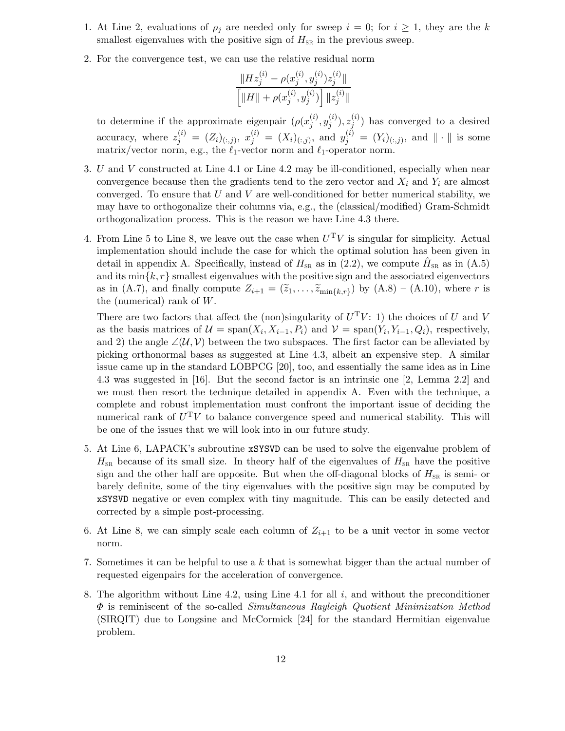1. At Line 2, evaluations of $\rho_j$ are needed only for sweep $i = 0$; for $i \geq 1$, they are the $k$ smallest eigenvalues with the positive sign of $H_{\rm SR}$ in the previous sweep.

2. For the convergence test, we can use the relative residual norm

$$\frac{\|Hz_j^{(i)} - \rho(x_j^{(i)}, y_j^{(i)})z_j^{(i)}\|}{\left[\|H\| + \rho(x_j^{(i)}, y_j^{(i)})\right] \|z_j^{(i)}\|}$$

to determine if the approximate eigenpair $(\rho(x_j^{(i)}, y_j^{(i)}), z_j^{(i)})$ has converged to a desired accuracy, where $z_j^{(i)} = (Z_i)_{(:,j)}$, $x_j^{(i)} = (X_i)_{(:,j)}$, and $y_j^{(i)} = (Y_i)_{(:,j)}$, and $\|\cdot\|$ is some matrix/vector norm, e.g., the $\ell_1$-vector norm and $\ell_1$-operator norm.

3. $U$ and $V$ constructed at Line 4.1 or Line 4.2 may be ill-conditioned, especially when near convergence because then the gradients tend to the zero vector and $X_i$ and $Y_i$ are almost converged. To ensure that $U$ and $V$ are well-conditioned for better numerical stability, we may have to orthogonalize their columns via, e.g., the (classical/modified) Gram-Schmidt orthogonalization process. This is the reason we have Line 4.3 there.

4. From Line 5 to Line 8, we leave out the case when $U^{\rm T}V$ is singular for simplicity. Actual implementation should include the case for which the optimal solution has been given in detail in appendix A. Specifically, instead of $H_{\rm SR}$ as in (2.2), we compute $\hat{H}_{\rm SR}$ as in (A.5) and its $\min\{k, r\}$ smallest eigenvalues with the positive sign and the associated eigenvectors as in (A.7), and finally compute $Z_{i+1} = (\widetilde{z}_1, \ldots, \widetilde{z}_{\min\{k,r\}})$ by (A.8) – (A.10), where $r$ is the (numerical) rank of $W$.

   There are two factors that affect the (non)singularity of $U^{\rm T}V$: 1) the choices of $U$ and $V$ as the basis matrices of $\mathcal{U} = \operatorname{span}(X_i, X_{i-1}, P_i)$ and $\mathcal{V} = \operatorname{span}(Y_i, Y_{i-1}, Q_i)$, respectively, and 2) the angle $\angle(\mathcal{U}, \mathcal{V})$ between the two subspaces. The first factor can be alleviated by picking orthonormal bases as suggested at Line 4.3, albeit an expensive step. A similar issue came up in the standard LOBPCG [20], too, and essentially the same idea as in Line 4.3 was suggested in [16]. But the second factor is an intrinsic one [2, Lemma 2.2] and we must then resort the technique detailed in appendix A. Even with the technique, a complete and robust implementation must confront the important issue of deciding the numerical rank of $U^{\rm T}V$ to balance convergence speed and numerical stability. This will be one of the issues that we will look into in our future study.

5. At Line 6, LAPACK's subroutine `xSYSVD` can be used to solve the eigenvalue problem of $H_{\rm SR}$ because of its small size. In theory half of the eigenvalues of $H_{\rm SR}$ have the positive sign and the other half are opposite. But when the off-diagonal blocks of $H_{\rm SR}$ is semi- or barely definite, some of the tiny eigenvalues with the positive sign may be computed by `xSYSVD` negative or even complex with tiny magnitude. This can be easily detected and corrected by a simple post-processing.

6. At Line 8, we can simply scale each column of $Z_{i+1}$ to be a unit vector in some vector norm.

7. Sometimes it can be helpful to use a $k$ that is somewhat bigger than the actual number of requested eigenpairs for the acceleration of convergence.

8. The algorithm without Line 4.2, using Line 4.1 for all $i$, and without the preconditioner $\Phi$ is reminiscent of the so-called *Simultaneous Rayleigh Quotient Minimization Method* (SIRQIT) due to Longsine and McCormick [24] for the standard Hermitian eigenvalue problem.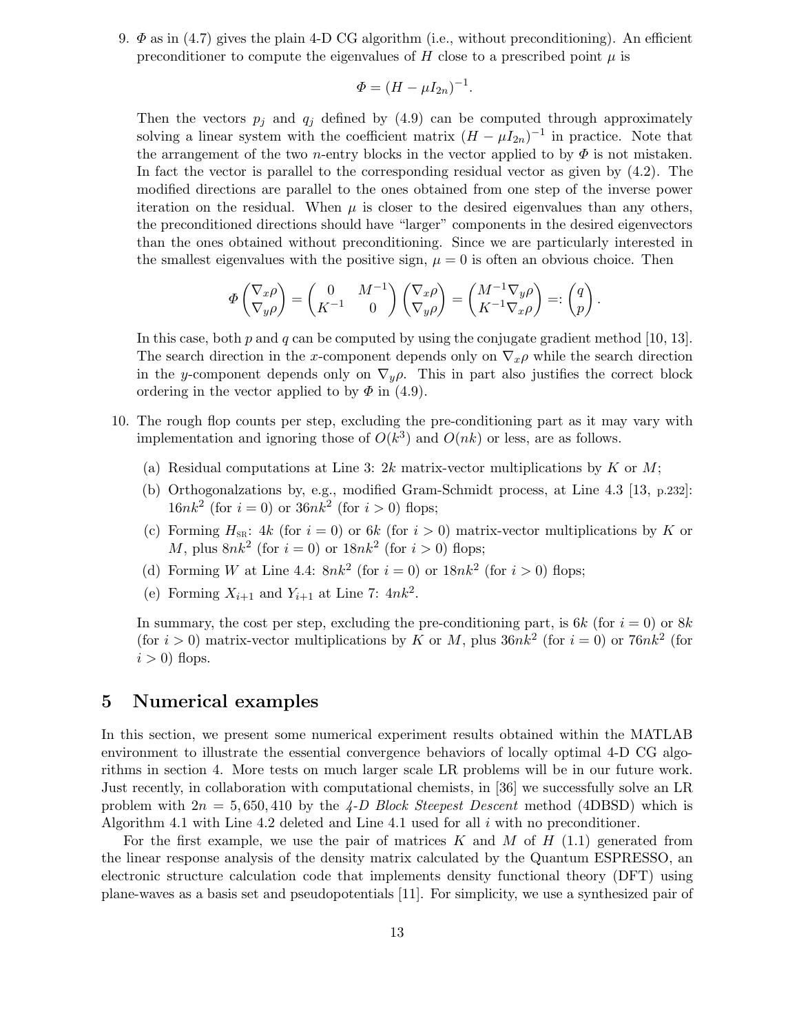9. $\Phi$ as in (4.7) gives the plain 4-D CG algorithm (i.e., without preconditioning). An efficient preconditioner to compute the eigenvalues of $H$ close to a prescribed point $\mu$ is

$$\Phi = (H - \mu I_{2n})^{-1}.$$

Then the vectors $p_j$ and $q_j$ defined by (4.9) can be computed through approximately solving a linear system with the coefficient matrix $(H - \mu I_{2n})^{-1}$ in practice. Note that the arrangement of the two $n$-entry blocks in the vector applied to by $\Phi$ is not mistaken. In fact the vector is parallel to the corresponding residual vector as given by (4.2). The modified directions are parallel to the ones obtained from one step of the inverse power iteration on the residual. When $\mu$ is closer to the desired eigenvalues than any others, the preconditioned directions should have "larger" components in the desired eigenvectors than the ones obtained without preconditioning. Since we are particularly interested in the smallest eigenvalues with the positive sign, $\mu = 0$ is often an obvious choice. Then

$$\Phi \begin{pmatrix} \nabla_x \rho \\ \nabla_y \rho \end{pmatrix} = \begin{pmatrix} 0 & M^{-1} \\ K^{-1} & 0 \end{pmatrix} \begin{pmatrix} \nabla_x \rho \\ \nabla_y \rho \end{pmatrix} = \begin{pmatrix} M^{-1} \nabla_y \rho \\ K^{-1} \nabla_x \rho \end{pmatrix} =: \begin{pmatrix} q \\ p \end{pmatrix}.$$

In this case, both $p$ and $q$ can be computed by using the conjugate gradient method [10, 13]. The search direction in the $x$-component depends only on $\nabla_x \rho$ while the search direction in the $y$-component depends only on $\nabla_y \rho$. This in part also justifies the correct block ordering in the vector applied to by $\Phi$ in (4.9).

10. The rough flop counts per step, excluding the pre-conditioning part as it may vary with implementation and ignoring those of $O(k^3)$ and $O(nk)$ or less, are as follows.

    (a) Residual computations at Line 3: $2k$ matrix-vector multiplications by $K$ or $M$;

    (b) Orthogonalzations by, e.g., modified Gram-Schmidt process, at Line 4.3 [13, p.232]: $16nk^2$ (for $i = 0$) or $36nk^2$ (for $i > 0$) flops;

    (c) Forming $H_{\mathrm{SR}}$: $4k$ (for $i = 0$) or $6k$ (for $i > 0$) matrix-vector multiplications by $K$ or $M$, plus $8nk^2$ (for $i = 0$) or $18nk^2$ (for $i > 0$) flops;

    (d) Forming $W$ at Line 4.4: $8nk^2$ (for $i = 0$) or $18nk^2$ (for $i > 0$) flops;

    (e) Forming $X_{i+1}$ and $Y_{i+1}$ at Line 7: $4nk^2$.

    In summary, the cost per step, excluding the pre-conditioning part, is $6k$ (for $i = 0$) or $8k$ (for $i > 0$) matrix-vector multiplications by $K$ or $M$, plus $36nk^2$ (for $i = 0$) or $76nk^2$ (for $i > 0$) flops.

# 5 Numerical examples

In this section, we present some numerical experiment results obtained within the MATLAB environment to illustrate the essential convergence behaviors of locally optimal 4-D CG algorithms in section 4. More tests on much larger scale LR problems will be in our future work. Just recently, in collaboration with computational chemists, in [36] we successfully solve an LR problem with $2n = 5,650,410$ by the *4-D Block Steepest Descent* method (4DBSD) which is Algorithm 4.1 with Line 4.2 deleted and Line 4.1 used for all $i$ with no preconditioner.

For the first example, we use the pair of matrices $K$ and $M$ of $H$ (1.1) generated from the linear response analysis of the density matrix calculated by the Quantum ESPRESSO, an electronic structure calculation code that implements density functional theory (DFT) using plane-waves as a basis set and pseudopotentials [11]. For simplicity, we use a synthesized pair of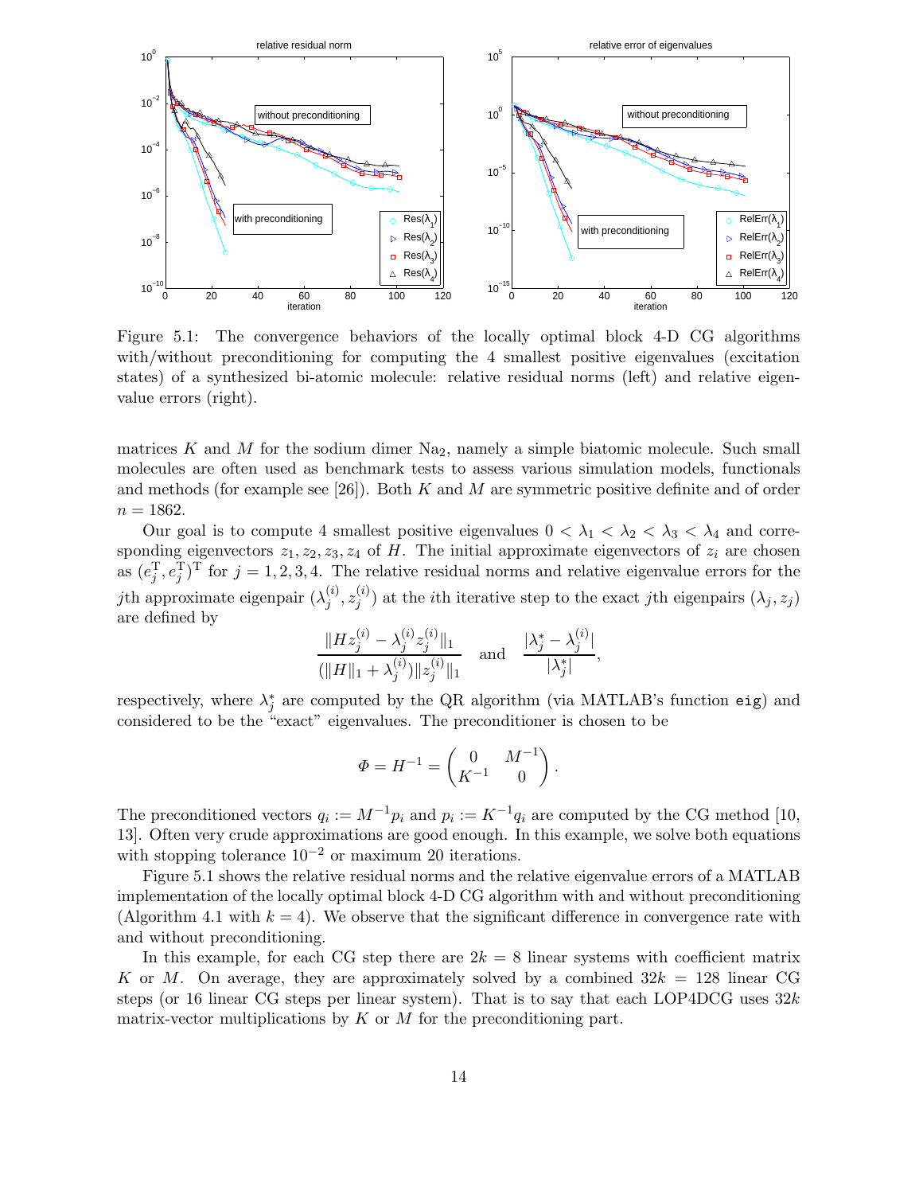Figure 5.1: The convergence behaviors of the locally optimal block 4-D CG algorithms with/without preconditioning for computing the 4 smallest positive eigenvalues (excitation states) of a synthesized bi-atomic molecule: relative residual norms (left) and relative eigenvalue errors (right).

matrices $K$ and $M$ for the sodium dimer $Na_2$, namely a simple biatomic molecule. Such small molecules are often used as benchmark tests to assess various simulation models, functionals and methods (for example see [26]). Both $K$ and $M$ are symmetric positive definite and of order $n = 1862$.

Our goal is to compute 4 smallest positive eigenvalues $0 < \lambda_1 < \lambda_2 < \lambda_3 < \lambda_4$ and corresponding eigenvectors $z_1, z_2, z_3, z_4$ of $H$. The initial approximate eigenvectors of $z_i$ are chosen as $(e_j^{\mathrm{T}}, e_j^{\mathrm{T}})^{\mathrm{T}}$ for $j = 1, 2, 3, 4$. The relative residual norms and relative eigenvalue errors for the $j$th approximate eigenpair $(\lambda_j^{(i)}, z_j^{(i)})$ at the $i$th iterative step to the exact $j$th eigenpairs $(\lambda_j, z_j)$ are defined by

$$\frac{\|Hz_j^{(i)} - \lambda_j^{(i)} z_j^{(i)}\|_1}{(\|H\|_1 + \lambda_j^{(i)})\|z_j^{(i)}\|_1} \quad \text{and} \quad \frac{|\lambda_j^* - \lambda_j^{(i)}|}{|\lambda_j^*|},$$

respectively, where $\lambda_j^*$ are computed by the QR algorithm (via MATLAB's function `eig`) and considered to be the "exact" eigenvalues. The preconditioner is chosen to be

$$\Phi = H^{-1} = \begin{pmatrix} 0 & M^{-1} \\ K^{-1} & 0 \end{pmatrix}.$$

The preconditioned vectors $q_i := M^{-1} p_i$ and $p_i := K^{-1} q_i$ are computed by the CG method [10, 13]. Often very crude approximations are good enough. In this example, we solve both equations with stopping tolerance $10^{-2}$ or maximum 20 iterations.

Figure 5.1 shows the relative residual norms and the relative eigenvalue errors of a MATLAB implementation of the locally optimal block 4-D CG algorithm with and without preconditioning (Algorithm 4.1 with $k = 4$). We observe that the significant difference in convergence rate with and without preconditioning.

In this example, for each CG step there are $2k = 8$ linear systems with coefficient matrix $K$ or $M$. On average, they are approximately solved by a combined $32k = 128$ linear CG steps (or 16 linear CG steps per linear system). That is to say that each LOP4DCG uses $32k$ matrix-vector multiplications by $K$ or $M$ for the preconditioning part.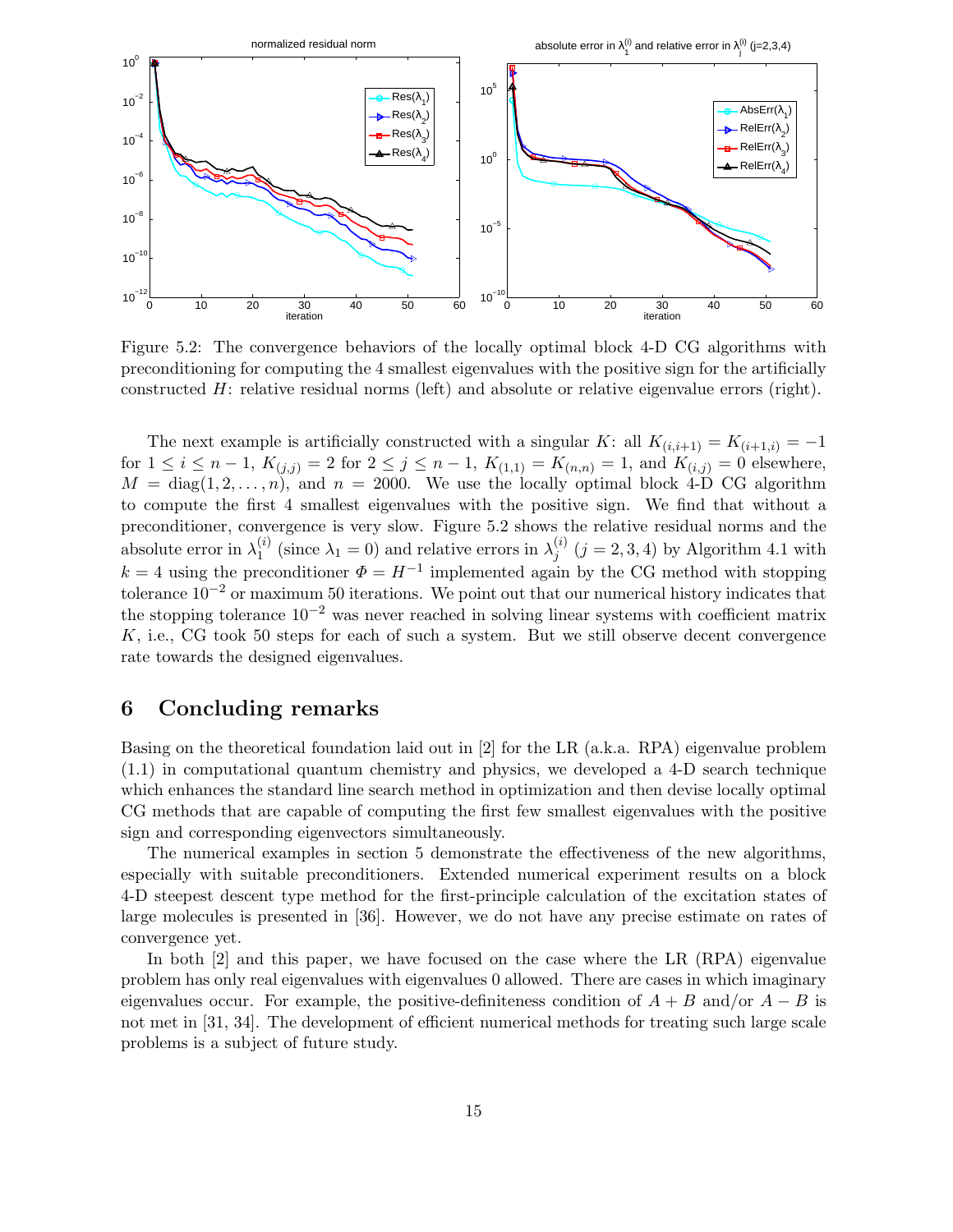Figure 5.2: The convergence behaviors of the locally optimal block 4-D CG algorithms with preconditioning for computing the 4 smallest eigenvalues with the positive sign for the artificially constructed $H$: relative residual norms (left) and absolute or relative eigenvalue errors (right).

The next example is artificially constructed with a singular $K$: all $K_{(i,i+1)} = K_{(i+1,i)} = -1$ for $1 \le i \le n-1$, $K_{(j,j)} = 2$ for $2 \le j \le n-1$, $K_{(1,1)} = K_{(n,n)} = 1$, and $K_{(i,j)} = 0$ elsewhere, $M = \mathrm{diag}(1, 2, \ldots, n)$, and $n = 2000$. We use the locally optimal block 4-D CG algorithm to compute the first 4 smallest eigenvalues with the positive sign. We find that without a preconditioner, convergence is very slow. Figure 5.2 shows the relative residual norms and the absolute error in $\lambda_1^{(i)}$ (since $\lambda_1 = 0$) and relative errors in $\lambda_j^{(i)}$ ($j = 2, 3, 4$) by Algorithm 4.1 with $k = 4$ using the preconditioner $\Phi = H^{-1}$ implemented again by the CG method with stopping tolerance $10^{-2}$ or maximum 50 iterations. We point out that our numerical history indicates that the stopping tolerance $10^{-2}$ was never reached in solving linear systems with coefficient matrix $K$, i.e., CG took 50 steps for each of such a system. But we still observe decent convergence rate towards the designed eigenvalues.

## 6 Concluding remarks

Basing on the theoretical foundation laid out in [2] for the LR (a.k.a. RPA) eigenvalue problem (1.1) in computational quantum chemistry and physics, we developed a 4-D search technique which enhances the standard line search method in optimization and then devise locally optimal CG methods that are capable of computing the first few smallest eigenvalues with the positive sign and corresponding eigenvectors simultaneously.

The numerical examples in section 5 demonstrate the effectiveness of the new algorithms, especially with suitable preconditioners. Extended numerical experiment results on a block 4-D steepest descent type method for the first-principle calculation of the excitation states of large molecules is presented in [36]. However, we do not have any precise estimate on rates of convergence yet.

In both [2] and this paper, we have focused on the case where the LR (RPA) eigenvalue problem has only real eigenvalues with eigenvalues 0 allowed. There are cases in which imaginary eigenvalues occur. For example, the positive-definiteness condition of $A + B$ and/or $A - B$ is not met in [31, 34]. The development of efficient numerical methods for treating such large scale problems is a subject of future study.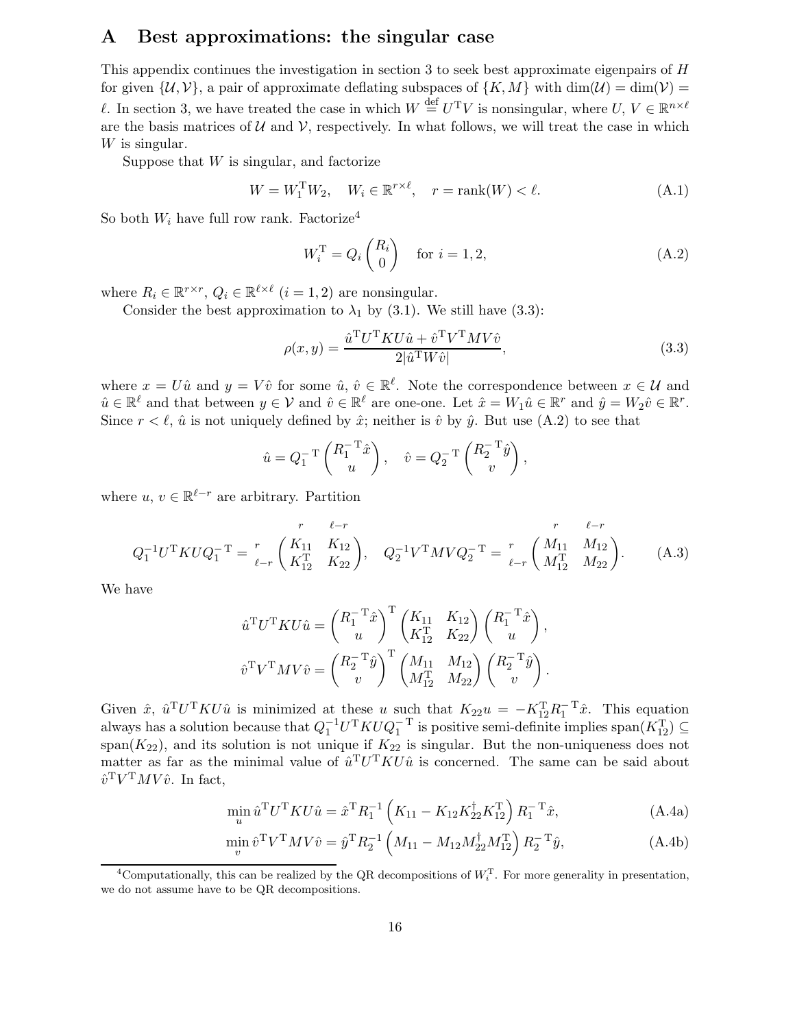# A Best approximations: the singular case

This appendix continues the investigation in section 3 to seek best approximate eigenpairs of $H$ for given $\{\mathcal{U}, \mathcal{V}\}$, a pair of approximate deflating subspaces of $\{K, M\}$ with $\dim(\mathcal{U}) = \dim(\mathcal{V}) = \ell$. In section 3, we have treated the case in which $W \stackrel{\text{def}}{=} U^{\mathrm{T}}V$ is nonsingular, where $U, V \in \mathbb{R}^{n\times\ell}$ are the basis matrices of $\mathcal{U}$ and $\mathcal{V}$, respectively. In what follows, we will treat the case in which $W$ is singular.

Suppose that $W$ is singular, and factorize

$$W = W_1^{\mathrm{T}} W_2, \quad W_i \in \mathbb{R}^{r\times\ell}, \quad r = \operatorname{rank}(W) < \ell. \tag{A.1}$$

So both $W_i$ have full row rank. Factorize[4]

$$W_i^{\mathrm{T}} = Q_i \begin{pmatrix} R_i \\ 0 \end{pmatrix} \quad \text{for } i = 1, 2, \tag{A.2}$$

where $R_i \in \mathbb{R}^{r\times r}$, $Q_i \in \mathbb{R}^{\ell\times\ell}$ $(i = 1, 2)$ are nonsingular.

Consider the best approximation to $\lambda_1$ by (3.1). We still have (3.3):

$$\rho(x, y) = \frac{\hat{u}^{\mathrm{T}} U^{\mathrm{T}} K U \hat{u} + \hat{v}^{\mathrm{T}} V^{\mathrm{T}} M V \hat{v}}{2|\hat{u}^{\mathrm{T}} W \hat{v}|}, \tag{3.3}$$

where $x = U\hat{u}$ and $y = V\hat{v}$ for some $\hat{u}$, $\hat{v} \in \mathbb{R}^{\ell}$. Note the correspondence between $x \in \mathcal{U}$ and $\hat{u} \in \mathbb{R}^{\ell}$ and that between $y \in \mathcal{V}$ and $\hat{v} \in \mathbb{R}^{\ell}$ are one-one. Let $\hat{x} = W_1\hat{u} \in \mathbb{R}^r$ and $\hat{y} = W_2\hat{v} \in \mathbb{R}^r$. Since $r < \ell$, $\hat{u}$ is not uniquely defined by $\hat{x}$; neither is $\hat{v}$ by $\hat{y}$. But use (A.2) to see that

$$\hat{u} = Q_1^{-\mathrm{T}} \begin{pmatrix} R_1^{-\mathrm{T}}\hat{x} \\ u \end{pmatrix}, \quad \hat{v} = Q_2^{-\mathrm{T}} \begin{pmatrix} R_2^{-\mathrm{T}}\hat{y} \\ v \end{pmatrix},$$

where $u$, $v \in \mathbb{R}^{\ell-r}$ are arbitrary. Partition

$$Q_1^{-1} U^{\mathrm{T}} K U Q_1^{-\mathrm{T}} = \begin{array}{c} \\ {\scriptstyle r} \\ {\scriptstyle \ell-r} \end{array} \!\!\begin{array}{c} \begin{array}{cc} {\scriptstyle r} & {\scriptstyle \ell-r} \end{array} \\ \begin{pmatrix} K_{11} & K_{12} \\ K_{12}^{\mathrm{T}} & K_{22} \end{pmatrix} \end{array}, \quad Q_2^{-1} V^{\mathrm{T}} M V Q_2^{-\mathrm{T}} = \begin{array}{c} \\ {\scriptstyle r} \\ {\scriptstyle \ell-r} \end{array} \!\!\begin{array}{c} \begin{array}{cc} {\scriptstyle r} & {\scriptstyle \ell-r} \end{array} \\ \begin{pmatrix} M_{11} & M_{12} \\ M_{12}^{\mathrm{T}} & M_{22} \end{pmatrix} \end{array}. \tag{A.3}$$

We have

$$\hat{u}^{\mathrm{T}} U^{\mathrm{T}} K U \hat{u} = \begin{pmatrix} R_1^{-\mathrm{T}}\hat{x} \\ u \end{pmatrix}^{\mathrm{T}} \begin{pmatrix} K_{11} & K_{12} \\ K_{12}^{\mathrm{T}} & K_{22} \end{pmatrix} \begin{pmatrix} R_1^{-\mathrm{T}}\hat{x} \\ u \end{pmatrix},$$

$$\hat{v}^{\mathrm{T}} V^{\mathrm{T}} M V \hat{v} = \begin{pmatrix} R_2^{-\mathrm{T}}\hat{y} \\ v \end{pmatrix}^{\mathrm{T}} \begin{pmatrix} M_{11} & M_{12} \\ M_{12}^{\mathrm{T}} & M_{22} \end{pmatrix} \begin{pmatrix} R_2^{-\mathrm{T}}\hat{y} \\ v \end{pmatrix}.$$

Given $\hat{x}$, $\hat{u}^{\mathrm{T}} U^{\mathrm{T}} K U \hat{u}$ is minimized at these $u$ such that $K_{22}u = -K_{12}^{\mathrm{T}} R_1^{-\mathrm{T}}\hat{x}$. This equation always has a solution because that $Q_1^{-1} U^{\mathrm{T}} K U Q_1^{-\mathrm{T}}$ is positive semi-definite implies $\operatorname{span}(K_{12}^{\mathrm{T}}) \subseteq \operatorname{span}(K_{22})$, and its solution is not unique if $K_{22}$ is singular. But the non-uniqueness does not matter as far as the minimal value of $\hat{u}^{\mathrm{T}} U^{\mathrm{T}} K U \hat{u}$ is concerned. The same can be said about $\hat{v}^{\mathrm{T}} V^{\mathrm{T}} M V \hat{v}$. In fact,

$$\min_u \hat{u}^{\mathrm{T}} U^{\mathrm{T}} K U \hat{u} = \hat{x}^{\mathrm{T}} R_1^{-1} \left( K_{11} - K_{12} K_{22}^{\dagger} K_{12}^{\mathrm{T}} \right) R_1^{-\mathrm{T}} \hat{x}, \tag{A.4a}$$

$$\min_v \hat{v}^{\mathrm{T}} V^{\mathrm{T}} M V \hat{v} = \hat{y}^{\mathrm{T}} R_2^{-1} \left( M_{11} - M_{12} M_{22}^{\dagger} M_{12}^{\mathrm{T}} \right) R_2^{-\mathrm{T}} \hat{y}, \tag{A.4b}$$

---

[4] Computationally, this can be realized by the QR decompositions of $W_i^{\mathrm{T}}$. For more generality in presentation, we do not assume have to be QR decompositions.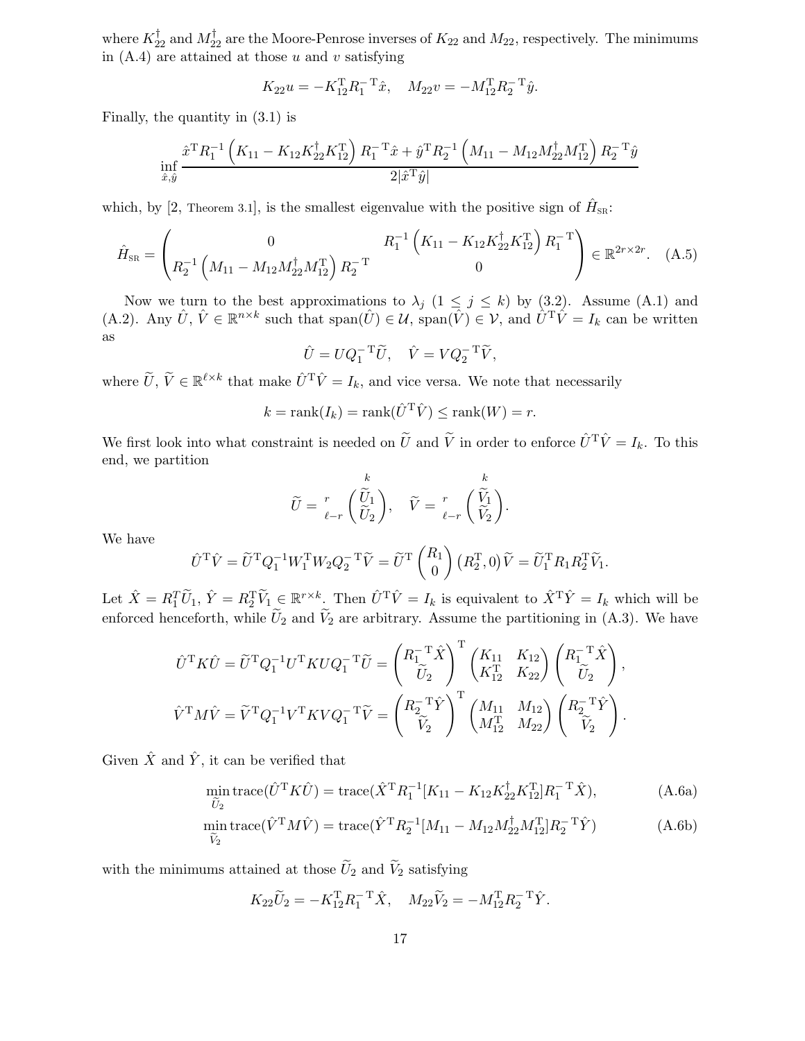where $K_{22}^{\dagger}$ and $M_{22}^{\dagger}$ are the Moore-Penrose inverses of $K_{22}$ and $M_{22}$, respectively. The minimums in (A.4) are attained at those $u$ and $v$ satisfying

$$K_{22}u = -K_{12}^{\mathrm{T}}R_1^{-\mathrm{T}}\hat{x}, \quad M_{22}v = -M_{12}^{\mathrm{T}}R_2^{-\mathrm{T}}\hat{y}.$$

Finally, the quantity in (3.1) is

$$\inf_{\hat{x},\hat{y}} \frac{\hat{x}^{\mathrm{T}}R_1^{-1}\left(K_{11} - K_{12}K_{22}^{\dagger}K_{12}^{\mathrm{T}}\right)R_1^{-\mathrm{T}}\hat{x} + \hat{y}^{\mathrm{T}}R_2^{-1}\left(M_{11} - M_{12}M_{22}^{\dagger}M_{12}^{\mathrm{T}}\right)R_2^{-\mathrm{T}}\hat{y}}{2|\hat{x}^{\mathrm{T}}\hat{y}|}$$

which, by [2, Theorem 3.1], is the smallest eigenvalue with the positive sign of $\hat{H}_{\mathrm{SR}}$:

$$\hat{H}_{\mathrm{SR}} = \begin{pmatrix} 0 & R_1^{-1}\left(K_{11} - K_{12}K_{22}^{\dagger}K_{12}^{\mathrm{T}}\right)R_1^{-\mathrm{T}} \\ R_2^{-1}\left(M_{11} - M_{12}M_{22}^{\dagger}M_{12}^{\mathrm{T}}\right)R_2^{-\mathrm{T}} & 0 \end{pmatrix} \in \mathbb{R}^{2r\times 2r}. \quad \text{(A.5)}$$

Now we turn to the best approximations to $\lambda_j$ ($1 \le j \le k$) by (3.2). Assume (A.1) and (A.2). Any $\hat{U}$, $\hat{V} \in \mathbb{R}^{n\times k}$ such that $\mathrm{span}(\hat{U}) \in \mathcal{U}$, $\mathrm{span}(\hat{V}) \in \mathcal{V}$, and $\hat{U}^{\mathrm{T}}\hat{V} = I_k$ can be written as

$$\hat{U} = UQ_1^{-\mathrm{T}}\widetilde{U}, \quad \hat{V} = VQ_2^{-\mathrm{T}}\widetilde{V},$$

where $\widetilde{U}$, $\widetilde{V} \in \mathbb{R}^{\ell\times k}$ that make $\hat{U}^{\mathrm{T}}\hat{V} = I_k$, and vice versa. We note that necessarily

$$k = \mathrm{rank}(I_k) = \mathrm{rank}(\hat{U}^{\mathrm{T}}\hat{V}) \le \mathrm{rank}(W) = r.$$

We first look into what constraint is needed on $\widetilde{U}$ and $\widetilde{V}$ in order to enforce $\hat{U}^{\mathrm{T}}\hat{V} = I_k$. To this end, we partition

$$\widetilde{U} = \begin{matrix} \scriptstyle r \\ \scriptstyle \ell-r \end{matrix} \overset{\scriptstyle k}{\begin{pmatrix} \widetilde{U}_1 \\ \widetilde{U}_2 \end{pmatrix}}, \quad \widetilde{V} = \begin{matrix} \scriptstyle r \\ \scriptstyle \ell-r \end{matrix} \overset{\scriptstyle k}{\begin{pmatrix} \widetilde{V}_1 \\ \widetilde{V}_2 \end{pmatrix}}.$$

We have

$$\hat{U}^{\mathrm{T}}\hat{V} = \widetilde{U}^{\mathrm{T}}Q_1^{-1}W_1^{\mathrm{T}}W_2Q_2^{-\mathrm{T}}\widetilde{V} = \widetilde{U}^{\mathrm{T}}\begin{pmatrix} R_1 \\ 0 \end{pmatrix}(R_2^{\mathrm{T}}, 0)\widetilde{V} = \widetilde{U}_1^{\mathrm{T}}R_1R_2^{\mathrm{T}}\widetilde{V}_1.$$

Let $\hat{X} = R_1^T\widetilde{U}_1$, $\hat{Y} = R_2^{\mathrm{T}}\widetilde{V}_1 \in \mathbb{R}^{r\times k}$. Then $\hat{U}^{\mathrm{T}}\hat{V} = I_k$ is equivalent to $\hat{X}^{\mathrm{T}}\hat{Y} = I_k$ which will be enforced henceforth, while $\widetilde{U}_2$ and $\widetilde{V}_2$ are arbitrary. Assume the partitioning in (A.3). We have

$$\hat{U}^{\mathrm{T}}K\hat{U} = \widetilde{U}^{\mathrm{T}}Q_1^{-1}U^{\mathrm{T}}KUQ_1^{-\mathrm{T}}\widetilde{U} = \begin{pmatrix} R_1^{-\mathrm{T}}\hat{X} \\ \widetilde{U}_2 \end{pmatrix}^{\mathrm{T}}\begin{pmatrix} K_{11} & K_{12} \\ K_{12}^{\mathrm{T}} & K_{22} \end{pmatrix}\begin{pmatrix} R_1^{-\mathrm{T}}\hat{X} \\ \widetilde{U}_2 \end{pmatrix},$$

$$\hat{V}^{\mathrm{T}}M\hat{V} = \widetilde{V}^{\mathrm{T}}Q_1^{-1}V^{\mathrm{T}}KVQ_1^{-\mathrm{T}}\widetilde{V} = \begin{pmatrix} R_2^{-\mathrm{T}}\hat{Y} \\ \widetilde{V}_2 \end{pmatrix}^{\mathrm{T}}\begin{pmatrix} M_{11} & M_{12} \\ M_{12}^{\mathrm{T}} & M_{22} \end{pmatrix}\begin{pmatrix} R_2^{-\mathrm{T}}\hat{Y} \\ \widetilde{V}_2 \end{pmatrix}.$$

Given $\hat{X}$ and $\hat{Y}$, it can be verified that

$$\min_{\widetilde{U}_2} \mathrm{trace}(\hat{U}^{\mathrm{T}}K\hat{U}) = \mathrm{trace}(\hat{X}^{\mathrm{T}}R_1^{-1}[K_{11} - K_{12}K_{22}^{\dagger}K_{12}^{\mathrm{T}}]R_1^{-\mathrm{T}}\hat{X}), \quad \text{(A.6a)}$$

$$\min_{\widetilde{V}_2} \mathrm{trace}(\hat{V}^{\mathrm{T}}M\hat{V}) = \mathrm{trace}(\hat{Y}^{\mathrm{T}}R_2^{-1}[M_{11} - M_{12}M_{22}^{\dagger}M_{12}^{\mathrm{T}}]R_2^{-\mathrm{T}}\hat{Y}) \quad \text{(A.6b)}$$

with the minimums attained at those $\widetilde{U}_2$ and $\widetilde{V}_2$ satisfying

$$K_{22}\widetilde{U}_2 = -K_{12}^{\mathrm{T}}R_1^{-\mathrm{T}}\hat{X}, \quad M_{22}\widetilde{V}_2 = -M_{12}^{\mathrm{T}}R_2^{-\mathrm{T}}\hat{Y}.$$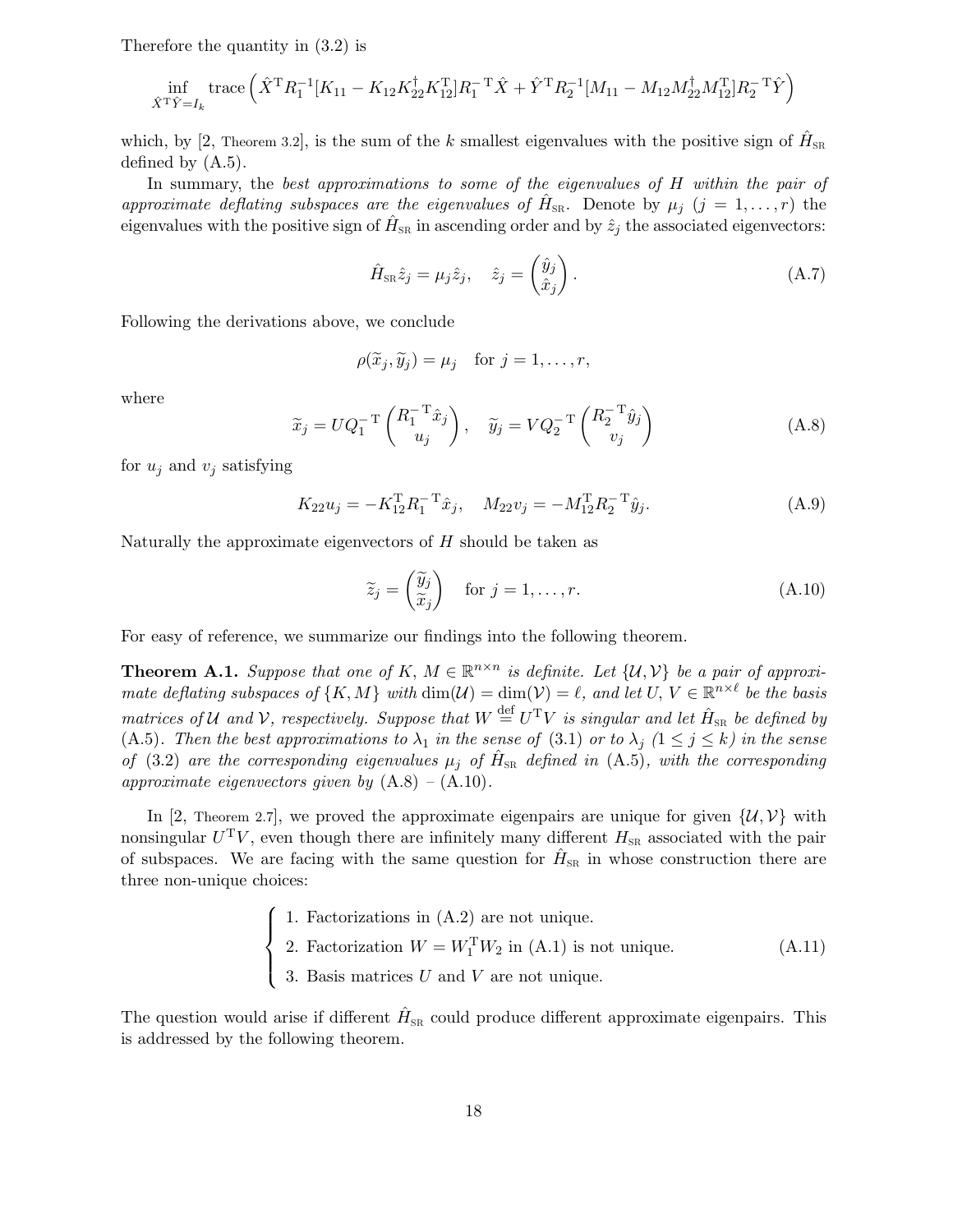Therefore the quantity in (3.2) is

$$\inf_{\hat{X}^{\mathrm{T}}\hat{Y}=I_k} \operatorname{trace}\left(\hat{X}^{\mathrm{T}} R_1^{-1}[K_{11} - K_{12}K_{22}^{\dagger}K_{12}^{\mathrm{T}}]R_1^{-\mathrm{T}}\hat{X} + \hat{Y}^{\mathrm{T}} R_2^{-1}[M_{11} - M_{12}M_{22}^{\dagger}M_{12}^{\mathrm{T}}]R_2^{-\mathrm{T}}\hat{Y}\right)$$

which, by [2, Theorem 3.2], is the sum of the $k$ smallest eigenvalues with the positive sign of $\hat{H}_{\mathrm{SR}}$ defined by (A.5).

In summary, the *best approximations to some of the eigenvalues of $H$ within the pair of approximate deflating subspaces are the eigenvalues of $\hat{H}_{\mathrm{SR}}$*. Denote by $\mu_j$ ($j = 1, \ldots, r$) the eigenvalues with the positive sign of $\hat{H}_{\mathrm{SR}}$ in ascending order and by $\hat{z}_j$ the associated eigenvectors:

$$\hat{H}_{\mathrm{SR}}\hat{z}_j = \mu_j \hat{z}_j, \quad \hat{z}_j = \begin{pmatrix} \hat{y}_j \\ \hat{x}_j \end{pmatrix}. \tag{A.7}$$

Following the derivations above, we conclude

$$\rho(\widetilde{x}_j, \widetilde{y}_j) = \mu_j \quad \text{for } j = 1, \ldots, r,$$

where

$$\widetilde{x}_j = UQ_1^{-\mathrm{T}} \begin{pmatrix} R_1^{-\mathrm{T}}\hat{x}_j \\ u_j \end{pmatrix}, \quad \widetilde{y}_j = VQ_2^{-\mathrm{T}} \begin{pmatrix} R_2^{-\mathrm{T}}\hat{y}_j \\ v_j \end{pmatrix} \tag{A.8}$$

for $u_j$ and $v_j$ satisfying

$$K_{22}u_j = -K_{12}^{\mathrm{T}}R_1^{-\mathrm{T}}\hat{x}_j, \quad M_{22}v_j = -M_{12}^{\mathrm{T}}R_2^{-\mathrm{T}}\hat{y}_j. \tag{A.9}$$

Naturally the approximate eigenvectors of $H$ should be taken as

$$\widetilde{z}_j = \begin{pmatrix} \widetilde{y}_j \\ \widetilde{x}_j \end{pmatrix} \quad \text{for } j = 1, \ldots, r. \tag{A.10}$$

For easy of reference, we summarize our findings into the following theorem.

**Theorem A.1.** *Suppose that one of $K, M \in \mathbb{R}^{n\times n}$ is definite. Let $\{\mathcal{U}, \mathcal{V}\}$ be a pair of approximate deflating subspaces of $\{K, M\}$ with $\dim(\mathcal{U}) = \dim(\mathcal{V}) = \ell$, and let $U, V \in \mathbb{R}^{n\times \ell}$ be the basis matrices of $\mathcal{U}$ and $\mathcal{V}$, respectively. Suppose that $W \stackrel{\mathrm{def}}{=} U^{\mathrm{T}}V$ is singular and let $\hat{H}_{\mathrm{SR}}$ be defined by* (A.5)*. Then the best approximations to $\lambda_1$ in the sense of* (3.1) *or to $\lambda_j$ ($1 \le j \le k$) in the sense of* (3.2) *are the corresponding eigenvalues $\mu_j$ of $\hat{H}_{\mathrm{SR}}$ defined in* (A.5)*, with the corresponding approximate eigenvectors given by* (A.8) – (A.10)*.*

In [2, Theorem 2.7], we proved the approximate eigenpairs are unique for given $\{\mathcal{U}, \mathcal{V}\}$ with nonsingular $U^{\mathrm{T}}V$, even though there are infinitely many different $H_{\mathrm{SR}}$ associated with the pair of subspaces. We are facing with the same question for $\hat{H}_{\mathrm{SR}}$ in whose construction there are three non-unique choices:

$$\begin{cases} \text{1. Factorizations in (A.2) are not unique.} \\ \text{2. Factorization } W = W_1^{\mathrm{T}}W_2 \text{ in (A.1) is not unique.} \\ \text{3. Basis matrices } U \text{ and } V \text{ are not unique.} \end{cases} \tag{A.11}$$

The question would arise if different $\hat{H}_{\mathrm{SR}}$ could produce different approximate eigenpairs. This is addressed by the following theorem.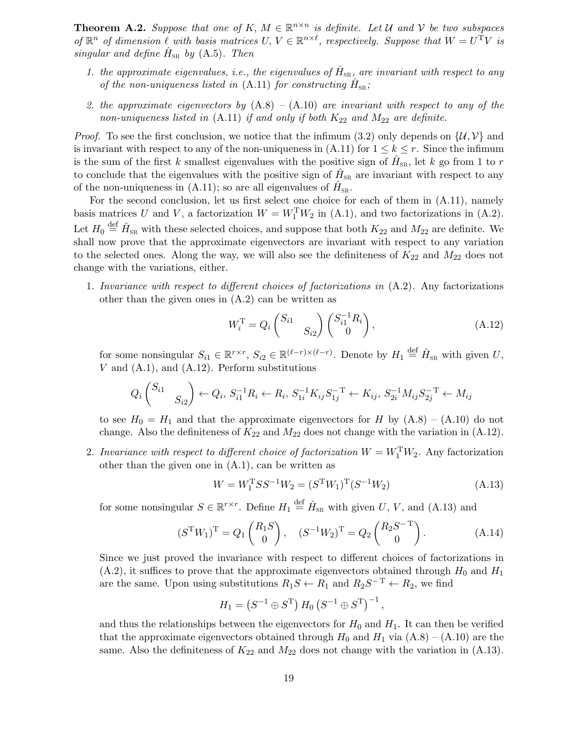**Theorem A.2.** *Suppose that one of $K$, $M \in \mathbb{R}^{n\times n}$ is definite. Let $\mathcal{U}$ and $\mathcal{V}$ be two subspaces of $\mathbb{R}^n$ of dimension $\ell$ with basis matrices $U$, $V \in \mathbb{R}^{n\times\ell}$, respectively. Suppose that $W = U^{\mathrm{T}}V$ is singular and define $\hat{H}_{\rm SR}$ by* (A.5)*. Then*

1. *the approximate eigenvalues, i.e., the eigenvalues of $\hat{H}_{\rm SR}$, are invariant with respect to any of the non-uniqueness listed in* (A.11) *for constructing $\hat{H}_{\rm SR}$;*

2. *the approximate eigenvectors by* (A.8) *–* (A.10) *are invariant with respect to any of the non-uniqueness listed in* (A.11) *if and only if both $K_{22}$ and $M_{22}$ are definite.*

*Proof.* To see the first conclusion, we notice that the infimum (3.2) only depends on $\{\mathcal{U}, \mathcal{V}\}$ and is invariant with respect to any of the non-uniqueness in (A.11) for $1 \le k \le r$. Since the infimum is the sum of the first $k$ smallest eigenvalues with the positive sign of $\hat{H}_{\rm SR}$, let $k$ go from 1 to $r$ to conclude that the eigenvalues with the positive sign of $\hat{H}_{\rm SR}$ are invariant with respect to any of the non-uniqueness in (A.11); so are all eigenvalues of $\hat{H}_{\rm SR}$.

For the second conclusion, let us first select one choice for each of them in (A.11), namely basis matrices $U$ and $V$, a factorization $W = W_1^{\mathrm{T}}W_2$ in (A.1), and two factorizations in (A.2). Let $H_0 \stackrel{\rm def}{=} \hat{H}_{\rm SR}$ with these selected choices, and suppose that both $K_{22}$ and $M_{22}$ are definite. We shall now prove that the approximate eigenvectors are invariant with respect to any variation to the selected ones. Along the way, we will also see the definiteness of $K_{22}$ and $M_{22}$ does not change with the variations, either.

1. *Invariance with respect to different choices of factorizations in* (A.2)*.* Any factorizations other than the given ones in (A.2) can be written as

$$W_i^{\mathrm{T}} = Q_i \begin{pmatrix} S_{i1} & \\ & S_{i2} \end{pmatrix} \begin{pmatrix} S_{i1}^{-1}R_i \\ 0 \end{pmatrix}, \tag{A.12}$$

for some nonsingular $S_{i1} \in \mathbb{R}^{r\times r}$, $S_{i2} \in \mathbb{R}^{(\ell-r)\times(\ell-r)}$. Denote by $H_1 \stackrel{\rm def}{=} \hat{H}_{\rm SR}$ with given $U$, $V$ and (A.1), and (A.12). Perform substitutions

$$Q_i \begin{pmatrix} S_{i1} & \\ & S_{i2} \end{pmatrix} \leftarrow Q_i,\; S_{i1}^{-1}R_i \leftarrow R_i,\; S_{1i}^{-1}K_{ij}S_{1j}^{-\mathrm{T}} \leftarrow K_{ij},\; S_{2i}^{-1}M_{ij}S_{2j}^{-\mathrm{T}} \leftarrow M_{ij}$$

to see $H_0 = H_1$ and that the approximate eigenvectors for $H$ by (A.8) – (A.10) do not change. Also the definiteness of $K_{22}$ and $M_{22}$ does not change with the variation in (A.12).

2. *Invariance with respect to different choice of factorization $W = W_1^{\mathrm{T}}W_2$.* Any factorization other than the given one in (A.1), can be written as

$$W = W_1^{\mathrm{T}}SS^{-1}W_2 = (S^{\mathrm{T}}W_1)^{\mathrm{T}}(S^{-1}W_2) \tag{A.13}$$

for some nonsingular $S \in \mathbb{R}^{r\times r}$. Define $H_1 \stackrel{\rm def}{=} \hat{H}_{\rm SR}$ with given $U$, $V$, and (A.13) and

$$(S^{\mathrm{T}}W_1)^{\mathrm{T}} = Q_1 \begin{pmatrix} R_1S \\ 0 \end{pmatrix}, \quad (S^{-1}W_2)^{\mathrm{T}} = Q_2 \begin{pmatrix} R_2S^{-\mathrm{T}} \\ 0 \end{pmatrix}. \tag{A.14}$$

Since we just proved the invariance with respect to different choices of factorizations in (A.2), it suffices to prove that the approximate eigenvectors obtained through $H_0$ and $H_1$ are the same. Upon using substitutions $R_1S \leftarrow R_1$ and $R_2S^{-\mathrm{T}} \leftarrow R_2$, we find

$$H_1 = \left(S^{-1} \oplus S^{\mathrm{T}}\right) H_0 \left(S^{-1} \oplus S^{\mathrm{T}}\right)^{-1},$$

and thus the relationships between the eigenvectors for $H_0$ and $H_1$. It can then be verified that the approximate eigenvectors obtained through $H_0$ and $H_1$ via (A.8) – (A.10) are the same. Also the definiteness of $K_{22}$ and $M_{22}$ does not change with the variation in (A.13).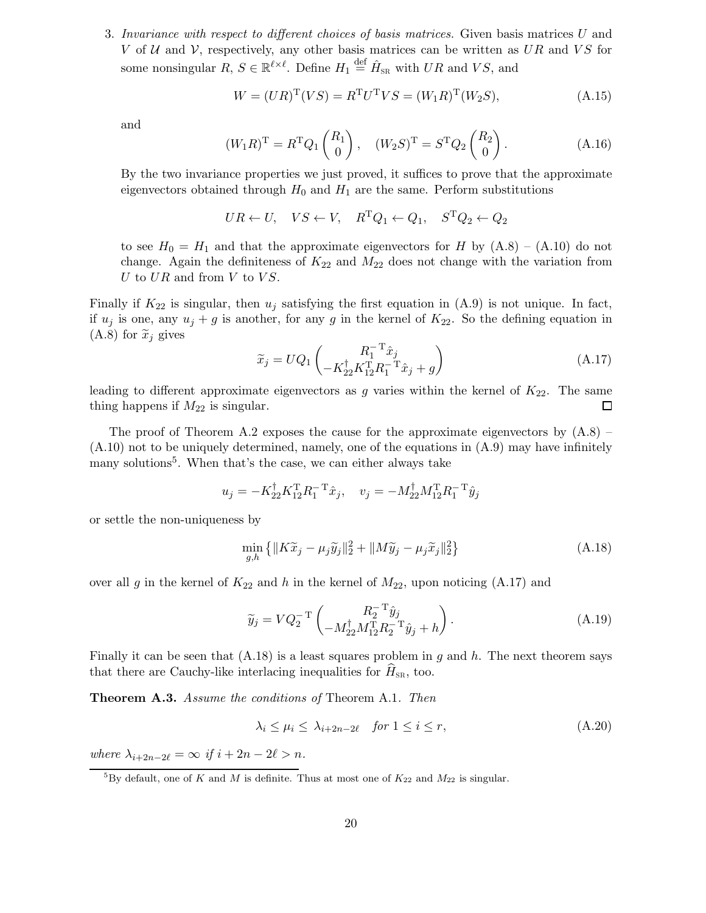3. *Invariance with respect to different choices of basis matrices.* Given basis matrices $U$ and $V$ of $\mathcal{U}$ and $\mathcal{V}$, respectively, any other basis matrices can be written as $UR$ and $VS$ for some nonsingular $R, S \in \mathbb{R}^{\ell\times\ell}$. Define $H_1 \stackrel{\text{def}}{=} \hat{H}_{\text{SR}}$ with $UR$ and $VS$, and

$$W = (UR)^{\mathrm{T}}(VS) = R^{\mathrm{T}}U^{\mathrm{T}}VS = (W_1R)^{\mathrm{T}}(W_2S), \tag{A.15}$$

and

$$(W_1R)^{\mathrm{T}} = R^{\mathrm{T}}Q_1\begin{pmatrix} R_1 \\ 0 \end{pmatrix}, \quad (W_2S)^{\mathrm{T}} = S^{\mathrm{T}}Q_2\begin{pmatrix} R_2 \\ 0 \end{pmatrix}. \tag{A.16}$$

By the two invariance properties we just proved, it suffices to prove that the approximate eigenvectors obtained through $H_0$ and $H_1$ are the same. Perform substitutions

$$UR \leftarrow U, \quad VS \leftarrow V, \quad R^{\mathrm{T}}Q_1 \leftarrow Q_1, \quad S^{\mathrm{T}}Q_2 \leftarrow Q_2$$

to see $H_0 = H_1$ and that the approximate eigenvectors for $H$ by (A.8) – (A.10) do not change. Again the definiteness of $K_{22}$ and $M_{22}$ does not change with the variation from $U$ to $UR$ and from $V$ to $VS$.

Finally if $K_{22}$ is singular, then $u_j$ satisfying the first equation in (A.9) is not unique. In fact, if $u_j$ is one, any $u_j + g$ is another, for any $g$ in the kernel of $K_{22}$. So the defining equation in (A.8) for $\widetilde{x}_j$ gives

$$\widetilde{x}_j = UQ_1\begin{pmatrix} R_1^{-\mathrm{T}}\hat{x}_j \\ -K_{22}^{\dagger}K_{12}^{\mathrm{T}}R_1^{-\mathrm{T}}\hat{x}_j + g \end{pmatrix} \tag{A.17}$$

leading to different approximate eigenvectors as $g$ varies within the kernel of $K_{22}$. The same thing happens if $M_{22}$ is singular. ◻

The proof of Theorem A.2 exposes the cause for the approximate eigenvectors by (A.8) – (A.10) not to be uniquely determined, namely, one of the equations in (A.9) may have infinitely many solutions[5]. When that's the case, we can either always take

$$u_j = -K_{22}^{\dagger}K_{12}^{\mathrm{T}}R_1^{-\mathrm{T}}\hat{x}_j, \quad v_j = -M_{22}^{\dagger}M_{12}^{\mathrm{T}}R_1^{-\mathrm{T}}\hat{y}_j$$

or settle the non-uniqueness by

$$\min_{g,h}\left\{\|K\widetilde{x}_j - \mu_j\widetilde{y}_j\|_2^2 + \|M\widetilde{y}_j - \mu_j\widetilde{x}_j\|_2^2\right\} \tag{A.18}$$

over all $g$ in the kernel of $K_{22}$ and $h$ in the kernel of $M_{22}$, upon noticing (A.17) and

$$\widetilde{y}_j = VQ_2^{-\mathrm{T}}\begin{pmatrix} R_2^{-\mathrm{T}}\hat{y}_j \\ -M_{22}^{\dagger}M_{12}^{\mathrm{T}}R_2^{-\mathrm{T}}\hat{y}_j + h \end{pmatrix}. \tag{A.19}$$

Finally it can be seen that (A.18) is a least squares problem in $g$ and $h$. The next theorem says that there are Cauchy-like interlacing inequalities for $\widehat{H}_{\text{SR}}$, too.

**Theorem A.3.** *Assume the conditions of* Theorem A.1. *Then*

$$\lambda_i \le \mu_i \le \lambda_{i+2n-2\ell} \quad \text{for } 1 \le i \le r, \tag{A.20}$$

*where* $\lambda_{i+2n-2\ell} = \infty$ *if* $i + 2n - 2\ell > n$.

[5] By default, one of $K$ and $M$ is definite. Thus at most one of $K_{22}$ and $M_{22}$ is singular.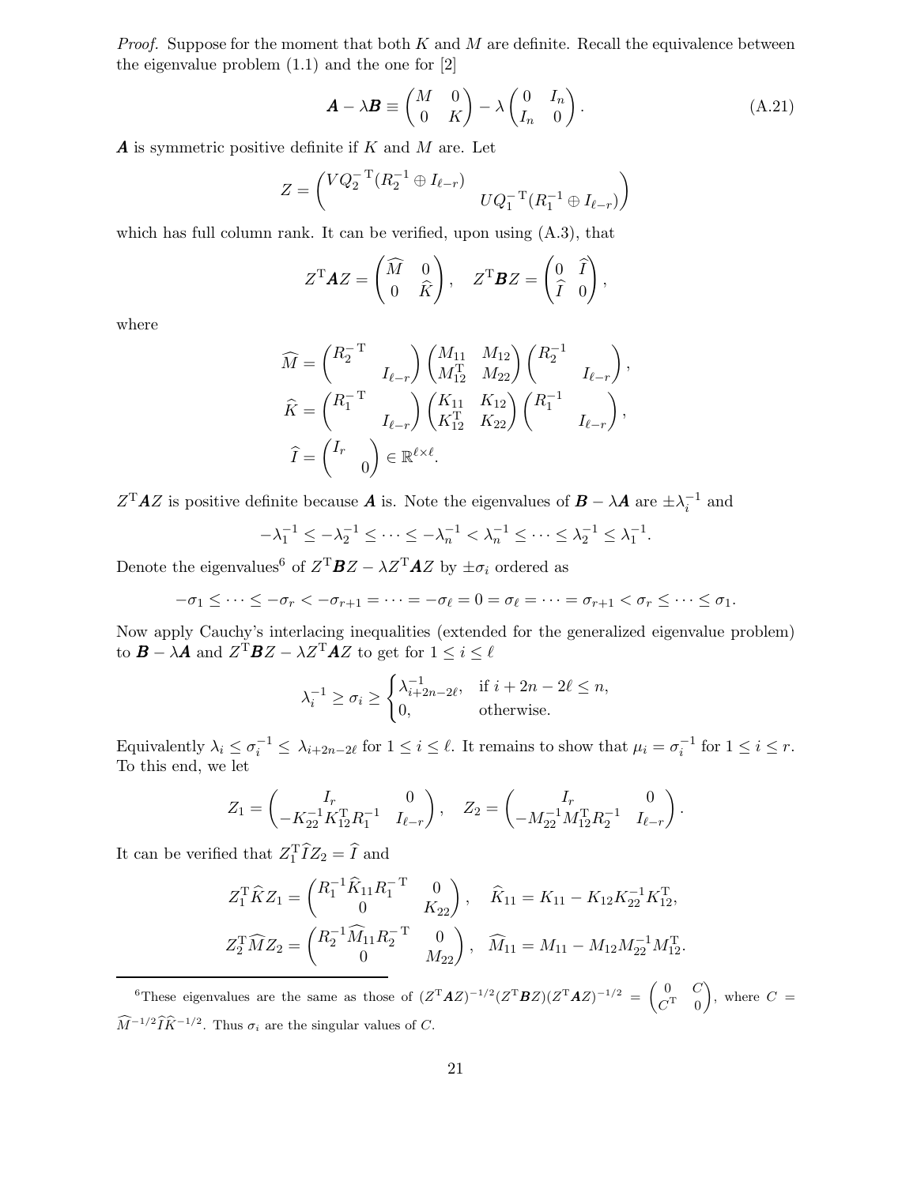*Proof.* Suppose for the moment that both $K$ and $M$ are definite. Recall the equivalence between the eigenvalue problem (1.1) and the one for [2]

$$\boldsymbol{A} - \lambda \boldsymbol{B} \equiv \begin{pmatrix} M & 0 \\ 0 & K \end{pmatrix} - \lambda \begin{pmatrix} 0 & I_n \\ I_n & 0 \end{pmatrix}. \tag{A.21}$$

$\boldsymbol{A}$ is symmetric positive definite if $K$ and $M$ are. Let

$$Z = \begin{pmatrix} VQ_2^{-\mathrm{T}}(R_2^{-1} \oplus I_{\ell-r}) & \\ & UQ_1^{-\mathrm{T}}(R_1^{-1} \oplus I_{\ell-r}) \end{pmatrix}$$

which has full column rank. It can be verified, upon using (A.3), that

$$Z^{\mathrm{T}}\boldsymbol{A}Z = \begin{pmatrix} \widehat{M} & 0 \\ 0 & \widehat{K} \end{pmatrix}, \quad Z^{\mathrm{T}}\boldsymbol{B}Z = \begin{pmatrix} 0 & \widehat{I} \\ \widehat{I} & 0 \end{pmatrix},$$

where

$$\widehat{M} = \begin{pmatrix} R_2^{-\mathrm{T}} & \\ & I_{\ell-r} \end{pmatrix} \begin{pmatrix} M_{11} & M_{12} \\ M_{12}^{\mathrm{T}} & M_{22} \end{pmatrix} \begin{pmatrix} R_2^{-1} & \\ & I_{\ell-r} \end{pmatrix},$$

$$\widehat{K} = \begin{pmatrix} R_1^{-\mathrm{T}} & \\ & I_{\ell-r} \end{pmatrix} \begin{pmatrix} K_{11} & K_{12} \\ K_{12}^{\mathrm{T}} & K_{22} \end{pmatrix} \begin{pmatrix} R_1^{-1} & \\ & I_{\ell-r} \end{pmatrix},$$

$$\widehat{I} = \begin{pmatrix} I_r & \\ & 0 \end{pmatrix} \in \mathbb{R}^{\ell \times \ell}.$$

$Z^{\mathrm{T}}\boldsymbol{A}Z$ is positive definite because $\boldsymbol{A}$ is. Note the eigenvalues of $\boldsymbol{B} - \lambda \boldsymbol{A}$ are $\pm\lambda_i^{-1}$ and

$$-\lambda_1^{-1} \le -\lambda_2^{-1} \le \cdots \le -\lambda_n^{-1} < \lambda_n^{-1} \le \cdots \le \lambda_2^{-1} \le \lambda_1^{-1}.$$

Denote the eigenvalues[6] of $Z^{\mathrm{T}}\boldsymbol{B}Z - \lambda Z^{\mathrm{T}}\boldsymbol{A}Z$ by $\pm\sigma_i$ ordered as

$$-\sigma_1 \le \cdots \le -\sigma_r < -\sigma_{r+1} = \cdots = -\sigma_\ell = 0 = \sigma_\ell = \cdots = \sigma_{r+1} < \sigma_r \le \cdots \le \sigma_1.$$

Now apply Cauchy's interlacing inequalities (extended for the generalized eigenvalue problem) to $\boldsymbol{B} - \lambda \boldsymbol{A}$ and $Z^{\mathrm{T}}\boldsymbol{B}Z - \lambda Z^{\mathrm{T}}\boldsymbol{A}Z$ to get for $1 \le i \le \ell$

$$\lambda_i^{-1} \ge \sigma_i \ge \begin{cases} \lambda_{i+2n-2\ell}^{-1}, & \text{if } i + 2n - 2\ell \le n, \\ 0, & \text{otherwise.} \end{cases}$$

Equivalently $\lambda_i \le \sigma_i^{-1} \le \lambda_{i+2n-2\ell}$ for $1 \le i \le \ell$. It remains to show that $\mu_i = \sigma_i^{-1}$ for $1 \le i \le r$. To this end, we let

$$Z_1 = \begin{pmatrix} I_r & 0 \\ -K_{22}^{-1}K_{12}^{\mathrm{T}}R_1^{-1} & I_{\ell-r} \end{pmatrix}, \quad Z_2 = \begin{pmatrix} I_r & 0 \\ -M_{22}^{-1}M_{12}^{\mathrm{T}}R_2^{-1} & I_{\ell-r} \end{pmatrix}.$$

It can be verified that $Z_1^{\mathrm{T}}\widehat{I}Z_2 = \widehat{I}$ and

$$Z_1^{\mathrm{T}}\widehat{K}Z_1 = \begin{pmatrix} R_1^{-1}\widehat{K}_{11}R_1^{-\mathrm{T}} & 0 \\ 0 & K_{22} \end{pmatrix}, \quad \widehat{K}_{11} = K_{11} - K_{12}K_{22}^{-1}K_{12}^{\mathrm{T}},$$

$$Z_2^{\mathrm{T}}\widehat{M}Z_2 = \begin{pmatrix} R_2^{-1}\widehat{M}_{11}R_2^{-\mathrm{T}} & 0 \\ 0 & M_{22} \end{pmatrix}, \quad \widehat{M}_{11} = M_{11} - M_{12}M_{22}^{-1}M_{12}^{\mathrm{T}}.$$

---

[6] These eigenvalues are the same as those of $(Z^{\mathrm{T}}\boldsymbol{A}Z)^{-1/2}(Z^{\mathrm{T}}\boldsymbol{B}Z)(Z^{\mathrm{T}}\boldsymbol{A}Z)^{-1/2} = \begin{pmatrix} 0 & C \\ C^{\mathrm{T}} & 0 \end{pmatrix}$, where $C = \widehat{M}^{-1/2}\widehat{I}\widehat{K}^{-1/2}$. Thus $\sigma_i$ are the singular values of $C$.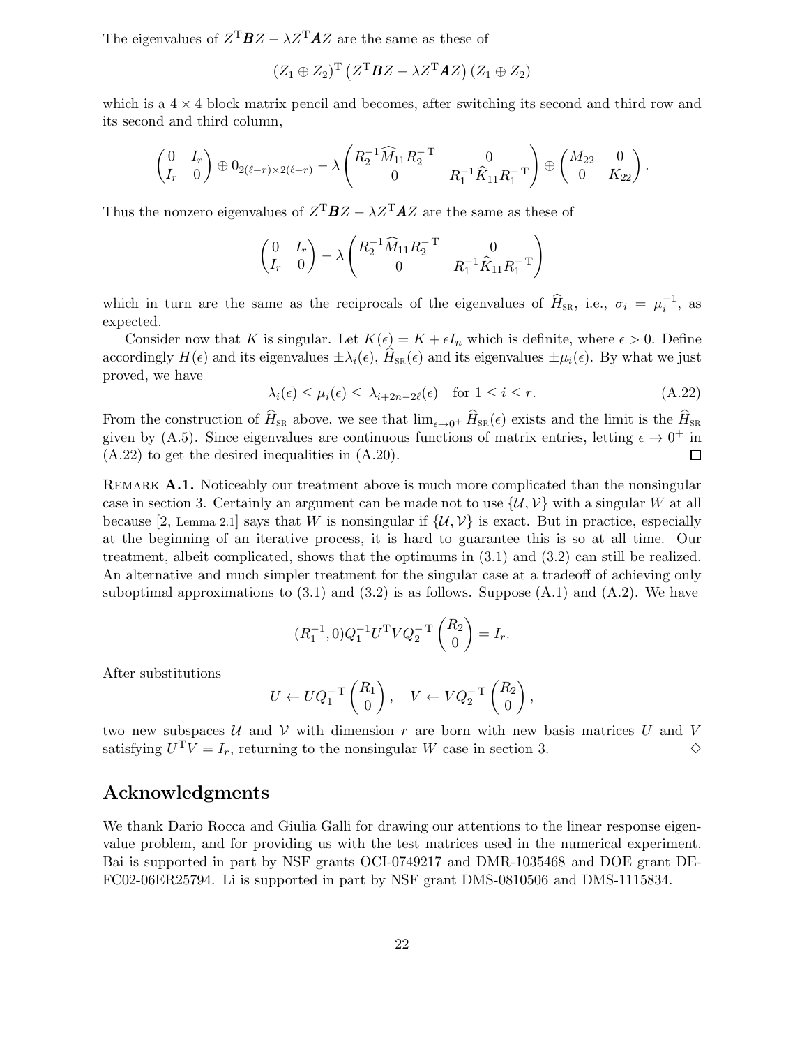The eigenvalues of $Z^{\mathrm{T}}\boldsymbol{B}Z - \lambda Z^{\mathrm{T}}\boldsymbol{A}Z$ are the same as these of

$$(Z_1 \oplus Z_2)^{\mathrm{T}} \left(Z^{\mathrm{T}}\boldsymbol{B}Z - \lambda Z^{\mathrm{T}}\boldsymbol{A}Z\right)(Z_1 \oplus Z_2)$$

which is a $4 \times 4$ block matrix pencil and becomes, after switching its second and third row and its second and third column,

$$\begin{pmatrix} 0 & I_r \\ I_r & 0 \end{pmatrix} \oplus 0_{2(\ell-r)\times 2(\ell-r)} - \lambda \begin{pmatrix} R_2^{-1}\widehat{M}_{11}R_2^{-\mathrm{T}} & 0 \\ 0 & R_1^{-1}\widehat{K}_{11}R_1^{-\mathrm{T}} \end{pmatrix} \oplus \begin{pmatrix} M_{22} & 0 \\ 0 & K_{22} \end{pmatrix}.$$

Thus the nonzero eigenvalues of $Z^{\mathrm{T}}\boldsymbol{B}Z - \lambda Z^{\mathrm{T}}\boldsymbol{A}Z$ are the same as these of

$$\begin{pmatrix} 0 & I_r \\ I_r & 0 \end{pmatrix} - \lambda \begin{pmatrix} R_2^{-1}\widehat{M}_{11}R_2^{-\mathrm{T}} & 0 \\ 0 & R_1^{-1}\widehat{K}_{11}R_1^{-\mathrm{T}} \end{pmatrix}$$

which in turn are the same as the reciprocals of the eigenvalues of $\widehat{H}_{\mathrm{SR}}$, i.e., $\sigma_i = \mu_i^{-1}$, as expected.

Consider now that $K$ is singular. Let $K(\epsilon) = K + \epsilon I_n$ which is definite, where $\epsilon > 0$. Define accordingly $H(\epsilon)$ and its eigenvalues $\pm\lambda_i(\epsilon)$, $\widehat{H}_{\mathrm{SR}}(\epsilon)$ and its eigenvalues $\pm\mu_i(\epsilon)$. By what we just proved, we have

$$\lambda_i(\epsilon) \le \mu_i(\epsilon) \le \lambda_{i+2n-2\ell}(\epsilon) \quad \text{for } 1 \le i \le r. \tag{A.22}$$

From the construction of $\widehat{H}_{\mathrm{SR}}$ above, we see that $\lim_{\epsilon\to 0^+} \widehat{H}_{\mathrm{SR}}(\epsilon)$ exists and the limit is the $\widehat{H}_{\mathrm{SR}}$ given by (A.5). Since eigenvalues are continuous functions of matrix entries, letting $\epsilon \to 0^+$ in (A.22) to get the desired inequalities in (A.20). $\square$

REMARK **A.1.** Noticeably our treatment above is much more complicated than the nonsingular case in section 3. Certainly an argument can be made not to use $\{\mathcal{U}, \mathcal{V}\}$ with a singular $W$ at all because [2, Lemma 2.1] says that $W$ is nonsingular if $\{\mathcal{U}, \mathcal{V}\}$ is exact. But in practice, especially at the beginning of an iterative process, it is hard to guarantee this is so at all time. Our treatment, albeit complicated, shows that the optimums in (3.1) and (3.2) can still be realized. An alternative and much simpler treatment for the singular case at a tradeoff of achieving only suboptimal approximations to (3.1) and (3.2) is as follows. Suppose (A.1) and (A.2). We have

$$(R_1^{-1}, 0)Q_1^{-1}U^{\mathrm{T}}VQ_2^{-\mathrm{T}}\begin{pmatrix} R_2 \\ 0 \end{pmatrix} = I_r.$$

After substitutions

$$U \leftarrow UQ_1^{-\mathrm{T}}\begin{pmatrix} R_1 \\ 0 \end{pmatrix}, \quad V \leftarrow VQ_2^{-\mathrm{T}}\begin{pmatrix} R_2 \\ 0 \end{pmatrix},$$

two new subspaces $\mathcal{U}$ and $\mathcal{V}$ with dimension $r$ are born with new basis matrices $U$ and $V$ satisfying $U^{\mathrm{T}}V = I_r$, returning to the nonsingular $W$ case in section 3. $\diamond$

## Acknowledgments

We thank Dario Rocca and Giulia Galli for drawing our attentions to the linear response eigenvalue problem, and for providing us with the test matrices used in the numerical experiment. Bai is supported in part by NSF grants OCI-0749217 and DMR-1035468 and DOE grant DE-FC02-06ER25794. Li is supported in part by NSF grant DMS-0810506 and DMS-1115834.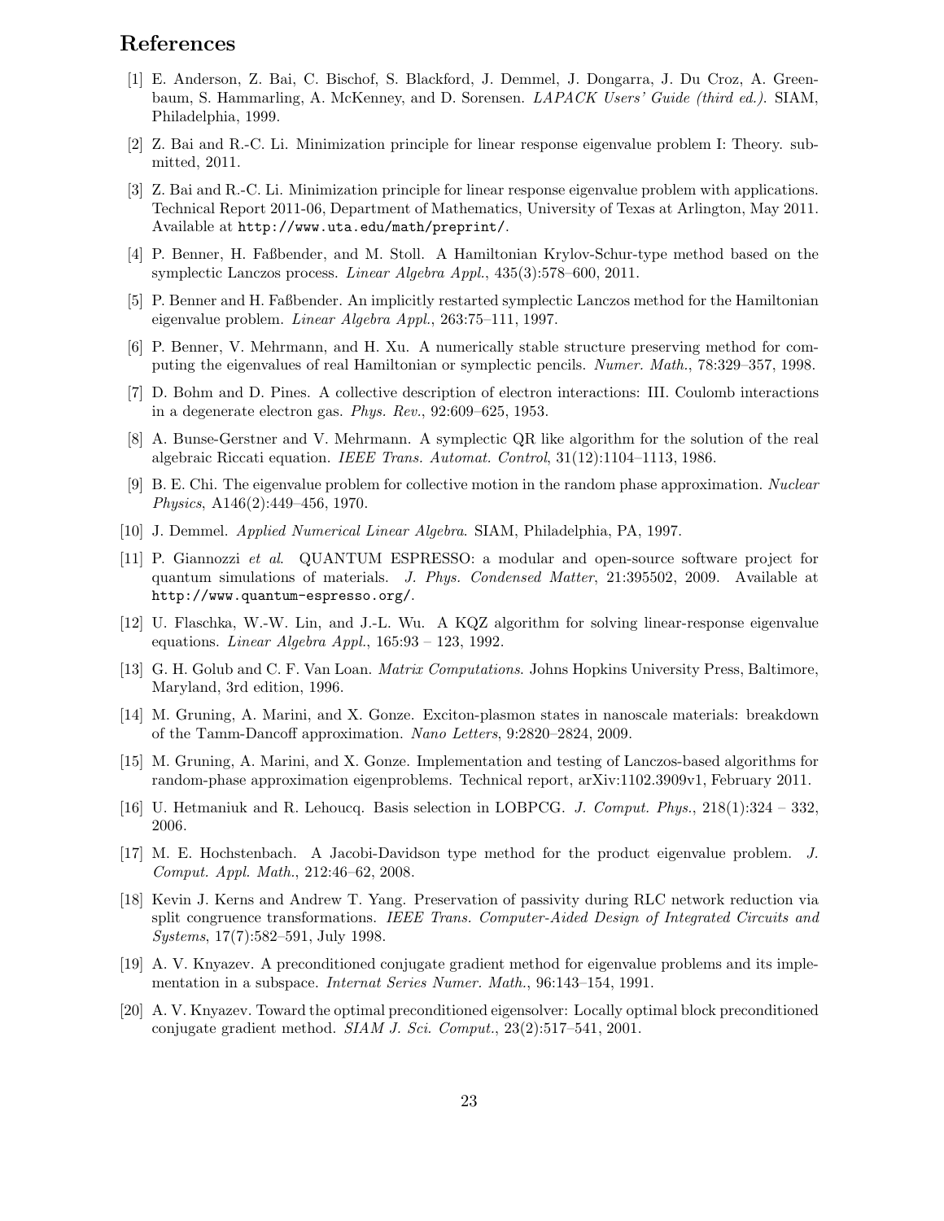# References

[1] E. Anderson, Z. Bai, C. Bischof, S. Blackford, J. Demmel, J. Dongarra, J. Du Croz, A. Greenbaum, S. Hammarling, A. McKenney, and D. Sorensen. *LAPACK Users' Guide (third ed.)*. SIAM, Philadelphia, 1999.

[2] Z. Bai and R.-C. Li. Minimization principle for linear response eigenvalue problem I: Theory. submitted, 2011.

[3] Z. Bai and R.-C. Li. Minimization principle for linear response eigenvalue problem with applications. Technical Report 2011-06, Department of Mathematics, University of Texas at Arlington, May 2011. Available at `http://www.uta.edu/math/preprint/`.

[4] P. Benner, H. Faßbender, and M. Stoll. A Hamiltonian Krylov-Schur-type method based on the symplectic Lanczos process. *Linear Algebra Appl.*, 435(3):578–600, 2011.

[5] P. Benner and H. Faßbender. An implicitly restarted symplectic Lanczos method for the Hamiltonian eigenvalue problem. *Linear Algebra Appl.*, 263:75–111, 1997.

[6] P. Benner, V. Mehrmann, and H. Xu. A numerically stable structure preserving method for computing the eigenvalues of real Hamiltonian or symplectic pencils. *Numer. Math.*, 78:329–357, 1998.

[7] D. Bohm and D. Pines. A collective description of electron interactions: III. Coulomb interactions in a degenerate electron gas. *Phys. Rev.*, 92:609–625, 1953.

[8] A. Bunse-Gerstner and V. Mehrmann. A symplectic QR like algorithm for the solution of the real algebraic Riccati equation. *IEEE Trans. Automat. Control*, 31(12):1104–1113, 1986.

[9] B. E. Chi. The eigenvalue problem for collective motion in the random phase approximation. *Nuclear Physics*, A146(2):449–456, 1970.

[10] J. Demmel. *Applied Numerical Linear Algebra*. SIAM, Philadelphia, PA, 1997.

[11] P. Giannozzi *et al.* QUANTUM ESPRESSO: a modular and open-source software project for quantum simulations of materials. *J. Phys. Condensed Matter*, 21:395502, 2009. Available at `http://www.quantum-espresso.org/`.

[12] U. Flaschka, W.-W. Lin, and J.-L. Wu. A KQZ algorithm for solving linear-response eigenvalue equations. *Linear Algebra Appl.*, 165:93 – 123, 1992.

[13] G. H. Golub and C. F. Van Loan. *Matrix Computations*. Johns Hopkins University Press, Baltimore, Maryland, 3rd edition, 1996.

[14] M. Gruning, A. Marini, and X. Gonze. Exciton-plasmon states in nanoscale materials: breakdown of the Tamm-Dancoff approximation. *Nano Letters*, 9:2820–2824, 2009.

[15] M. Gruning, A. Marini, and X. Gonze. Implementation and testing of Lanczos-based algorithms for random-phase approximation eigenproblems. Technical report, arXiv:1102.3909v1, February 2011.

[16] U. Hetmaniuk and R. Lehoucq. Basis selection in LOBPCG. *J. Comput. Phys.*, 218(1):324 – 332, 2006.

[17] M. E. Hochstenbach. A Jacobi-Davidson type method for the product eigenvalue problem. *J. Comput. Appl. Math.*, 212:46–62, 2008.

[18] Kevin J. Kerns and Andrew T. Yang. Preservation of passivity during RLC network reduction via split congruence transformations. *IEEE Trans. Computer-Aided Design of Integrated Circuits and Systems*, 17(7):582–591, July 1998.

[19] A. V. Knyazev. A preconditioned conjugate gradient method for eigenvalue problems and its implementation in a subspace. *Internat Series Numer. Math.*, 96:143–154, 1991.

[20] A. V. Knyazev. Toward the optimal preconditioned eigensolver: Locally optimal block preconditioned conjugate gradient method. *SIAM J. Sci. Comput.*, 23(2):517–541, 2001.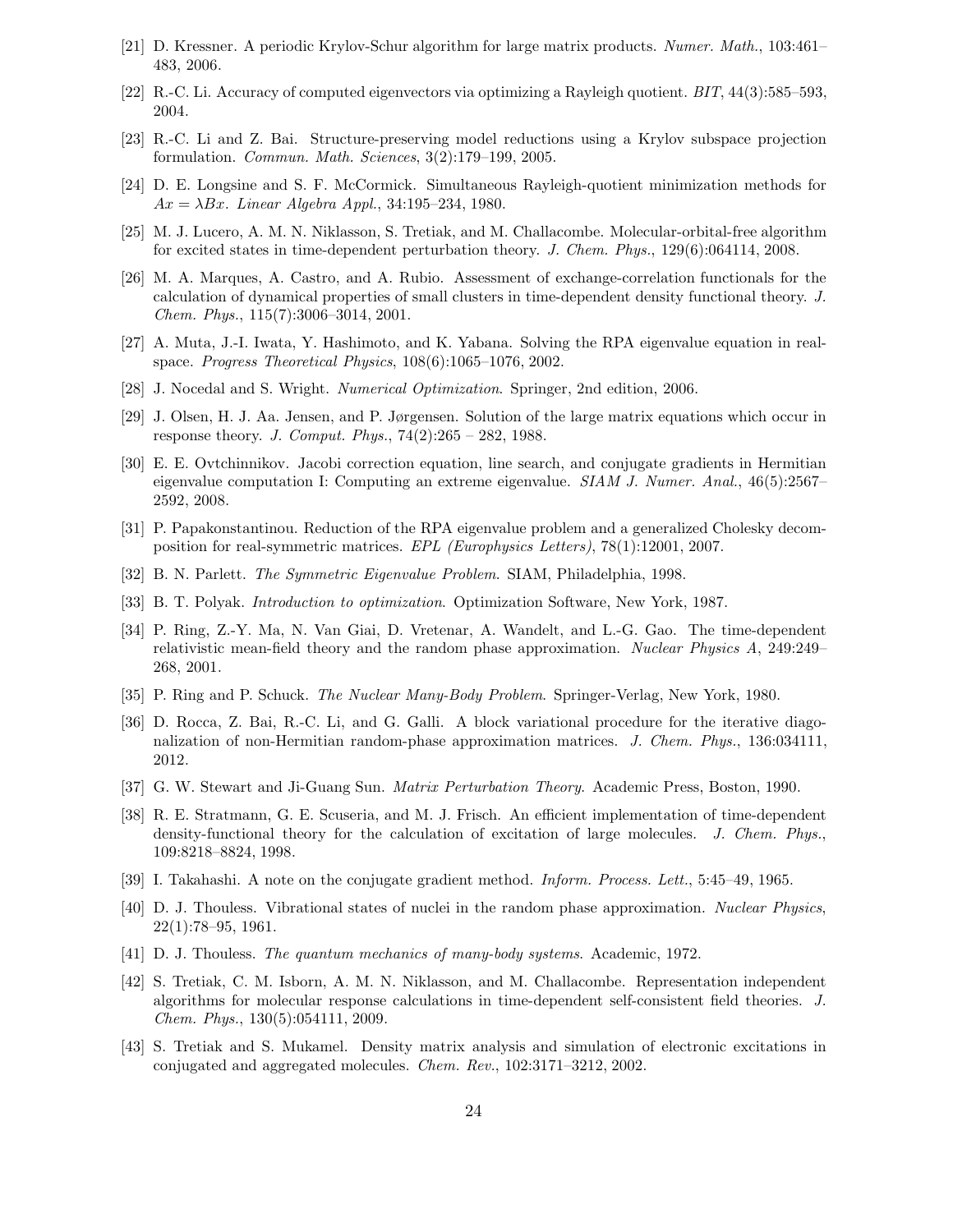[21] D. Kressner. A periodic Krylov-Schur algorithm for large matrix products. *Numer. Math.*, 103:461–483, 2006.

[22] R.-C. Li. Accuracy of computed eigenvectors via optimizing a Rayleigh quotient. *BIT*, 44(3):585–593, 2004.

[23] R.-C. Li and Z. Bai. Structure-preserving model reductions using a Krylov subspace projection formulation. *Commun. Math. Sciences*, 3(2):179–199, 2005.

[24] D. E. Longsine and S. F. McCormick. Simultaneous Rayleigh-quotient minimization methods for $Ax = \lambda Bx$. *Linear Algebra Appl.*, 34:195–234, 1980.

[25] M. J. Lucero, A. M. N. Niklasson, S. Tretiak, and M. Challacombe. Molecular-orbital-free algorithm for excited states in time-dependent perturbation theory. *J. Chem. Phys.*, 129(6):064114, 2008.

[26] M. A. Marques, A. Castro, and A. Rubio. Assessment of exchange-correlation functionals for the calculation of dynamical properties of small clusters in time-dependent density functional theory. *J. Chem. Phys.*, 115(7):3006–3014, 2001.

[27] A. Muta, J.-I. Iwata, Y. Hashimoto, and K. Yabana. Solving the RPA eigenvalue equation in real-space. *Progress Theoretical Physics*, 108(6):1065–1076, 2002.

[28] J. Nocedal and S. Wright. *Numerical Optimization*. Springer, 2nd edition, 2006.

[29] J. Olsen, H. J. Aa. Jensen, and P. Jørgensen. Solution of the large matrix equations which occur in response theory. *J. Comput. Phys.*, 74(2):265 – 282, 1988.

[30] E. E. Ovtchinnikov. Jacobi correction equation, line search, and conjugate gradients in Hermitian eigenvalue computation I: Computing an extreme eigenvalue. *SIAM J. Numer. Anal.*, 46(5):2567–2592, 2008.

[31] P. Papakonstantinou. Reduction of the RPA eigenvalue problem and a generalized Cholesky decomposition for real-symmetric matrices. *EPL (Europhysics Letters)*, 78(1):12001, 2007.

[32] B. N. Parlett. *The Symmetric Eigenvalue Problem*. SIAM, Philadelphia, 1998.

[33] B. T. Polyak. *Introduction to optimization*. Optimization Software, New York, 1987.

[34] P. Ring, Z.-Y. Ma, N. Van Giai, D. Vretenar, A. Wandelt, and L.-G. Gao. The time-dependent relativistic mean-field theory and the random phase approximation. *Nuclear Physics A*, 249:249–268, 2001.

[35] P. Ring and P. Schuck. *The Nuclear Many-Body Problem*. Springer-Verlag, New York, 1980.

[36] D. Rocca, Z. Bai, R.-C. Li, and G. Galli. A block variational procedure for the iterative diagonalization of non-Hermitian random-phase approximation matrices. *J. Chem. Phys.*, 136:034111, 2012.

[37] G. W. Stewart and Ji-Guang Sun. *Matrix Perturbation Theory*. Academic Press, Boston, 1990.

[38] R. E. Stratmann, G. E. Scuseria, and M. J. Frisch. An efficient implementation of time-dependent density-functional theory for the calculation of excitation of large molecules. *J. Chem. Phys.*, 109:8218–8824, 1998.

[39] I. Takahashi. A note on the conjugate gradient method. *Inform. Process. Lett.*, 5:45–49, 1965.

[40] D. J. Thouless. Vibrational states of nuclei in the random phase approximation. *Nuclear Physics*, 22(1):78–95, 1961.

[41] D. J. Thouless. *The quantum mechanics of many-body systems*. Academic, 1972.

[42] S. Tretiak, C. M. Isborn, A. M. N. Niklasson, and M. Challacombe. Representation independent algorithms for molecular response calculations in time-dependent self-consistent field theories. *J. Chem. Phys.*, 130(5):054111, 2009.

[43] S. Tretiak and S. Mukamel. Density matrix analysis and simulation of electronic excitations in conjugated and aggregated molecules. *Chem. Rev.*, 102:3171–3212, 2002.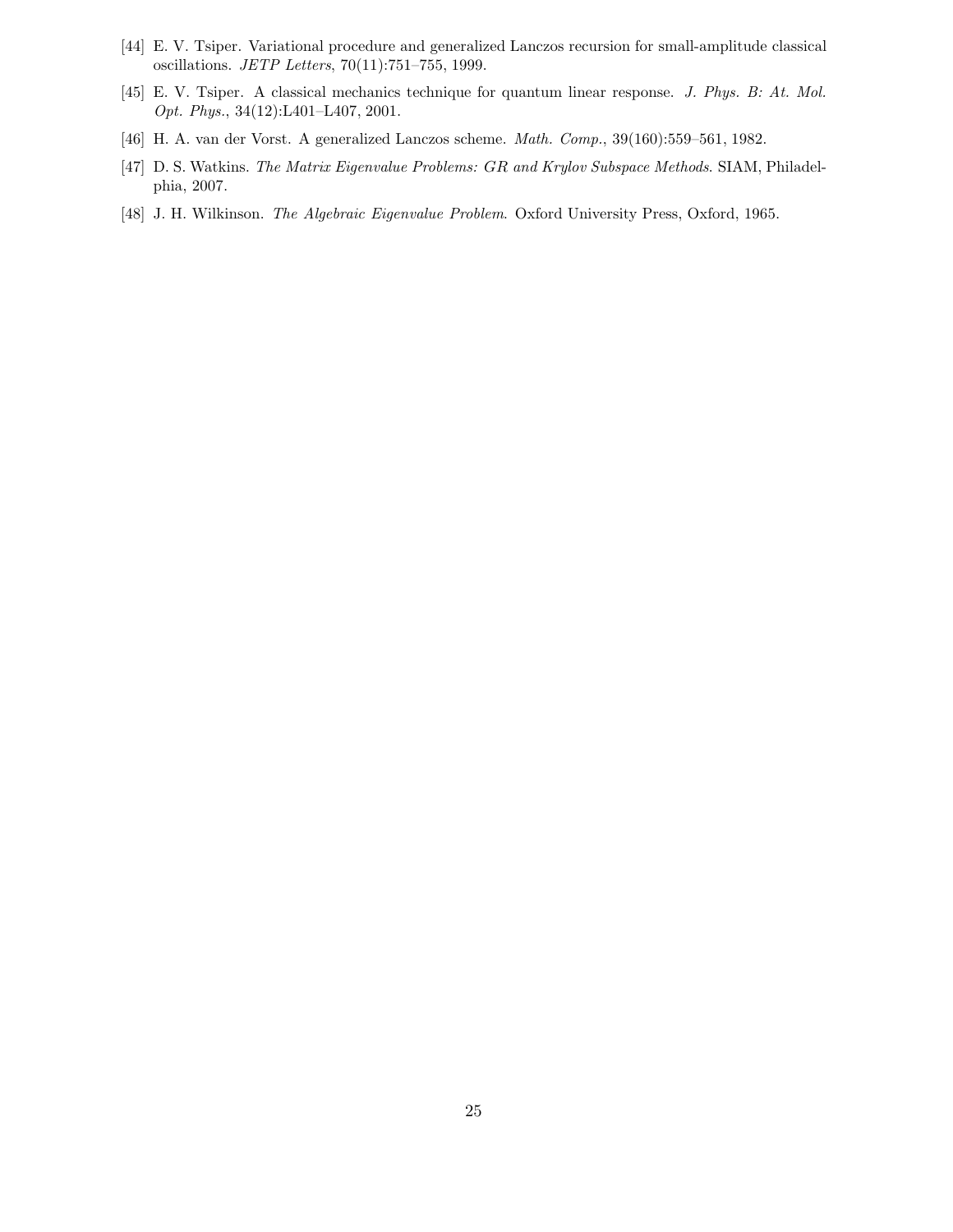[44] E. V. Tsiper. Variational procedure and generalized Lanczos recursion for small-amplitude classical oscillations. *JETP Letters*, 70(11):751–755, 1999.

[45] E. V. Tsiper. A classical mechanics technique for quantum linear response. *J. Phys. B: At. Mol. Opt. Phys.*, 34(12):L401–L407, 2001.

[46] H. A. van der Vorst. A generalized Lanczos scheme. *Math. Comp.*, 39(160):559–561, 1982.

[47] D. S. Watkins. *The Matrix Eigenvalue Problems: GR and Krylov Subspace Methods*. SIAM, Philadelphia, 2007.

[48] J. H. Wilkinson. *The Algebraic Eigenvalue Problem*. Oxford University Press, Oxford, 1965.